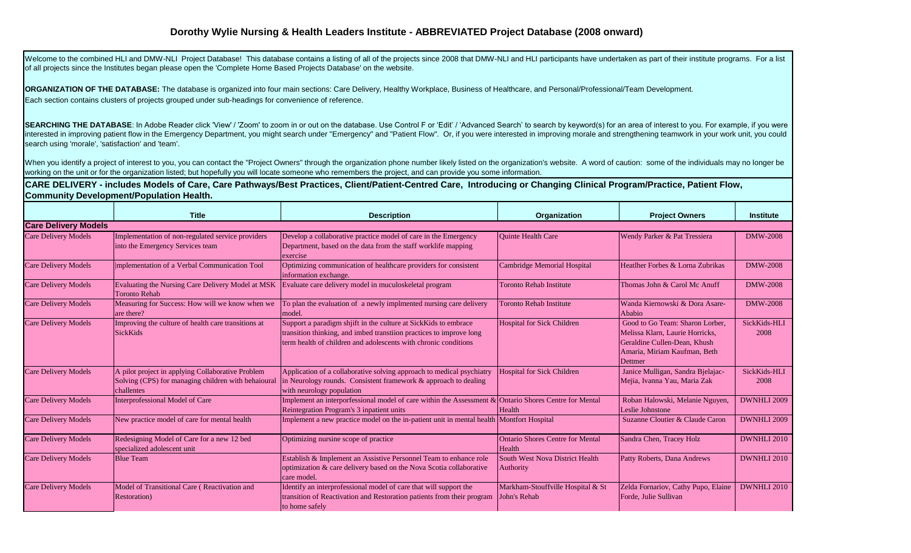# Dorothy Wylie Nursing & Health Leaders Institute - ABBREVIATED Project Database (2008 onward)

Welcome to the combined HLI and DMW-NLI Project Database! This database contains a listing of all of the projects since 2008 that DMW-NLI and HLI participants have undertaken as part of their institute programs. For a list of all projects since the Institutes began please open the 'Complete Home Based Projects Database' on the website.

**ORGANIZATION OF THE DATABASE:** The database is organized into four main sections: Care Delivery, Healthy Workplace, Business of Healthcare, and Personal/Professional/Team Development. Each section contains clusters of projects grouped under sub-headings for convenience of reference.

**SEARCHING THE DATABASE**: In Adobe Reader click 'View' / 'Zoom' to zoom in or out on the database. Use Control F or 'Edit' / 'Advanced Search' to search by keyword(s) for an area of interest to you. For example, if you were interested in improving patient flow in the Emergency Department, you might search under "Emergency" and "Patient Flow". Or, if you were interested in improving morale and strengthening teamwork in your work unit, you could search using 'morale', 'satisfaction' and 'team'.

When you identify a project of interest to you, you can contact the "Project Owners" through the organization phone number likely listed on the organization's website. A word of caution: some of the individuals may no longer be working on the unit or for the organization listed; but hopefully you will locate someone who remembers the project, and can provide you some information.

## CARE DELIVERY - includes Models of Care, Care Pathways/Best Practices, Client/Patient-Centred Care, Introducing or Changing Clinical Program/Practice, Patient Flow, Community Development/Population Health.

| | Title | Description | Organization | Project Owners | Institute |
|---|---|---|---|---|---|
| **Care Delivery Models** | | | | | |
| Care Delivery Models | Implementation of non-regulated service providers into the Emergency Services team | Develop a collaborative practice model of care in the Emergency Department, based on the data from the staff worklife mapping exercise | Quinte Health Care | Wendy Parker & Pat Tressiera | DMW-2008 |
| Care Delivery Models | \|mplementation of a Verbal Communication Tool | Optimizing communication of healthcare providers for consistent information exchange. | Cambridge Memorial Hospital | Heatlher Forbes & Lorna Zubrikas | DMW-2008 |
| Care Delivery Models | Evaluating the Nursing Care Delivery Model at MSK Toronto Rehab | Evaluate care delivery model in muculoskeletal program | Toronto Rehab Institute | Thomas John & Carol Mc Anuff | DMW-2008 |
| Care Delivery Models | Measuring for Success: How will we know when we are there? | To plan the evaluation of a newly implmented nursing care delivery model. | Toronto Rehab Institute | Wanda Kiernowski & Dora Asare-Ababio | DMW-2008 |
| Care Delivery Models | Improving the culture of health care transitions at SickKids | Support a paradigm shjift in the culture at SickKids to embrace transition thinking, and imbed transtiion practices to improve long term health of children and adolescents with chronic conditions | Hospital for Sick Children | Good to Go Team: Sharon Lorber, Melissa Klarn, Laurie Horricks, Geraldine Cullen-Dean, Khush Amaria, Miriam Kaufman, Beth Dettmer | SickKids-HLI 2008 |
| Care Delivery Models | A pilot project in applying Collaborative Problem Solving (CPS) for managing children with behaioural challentes | Application of a collaborative solving approach to medical psychiatry in Neurology rounds. Consistent framework & approach to dealing with neurology population | Hospital for Sick Children | Janice Mulligan, Sandra Bjelajac-Mejia, Ivanna Yau, Maria Zak | SickKids-HLI 2008 |
| Care Delivery Models | Interprofessional Model of Care | Implement an interpforessional model of care within the Assessment & Reintegration Program's 3 inpatient units | Ontario Shores Centre for Mental Health | Roban Halowski, Melanie Nguyen, Leslie Johnstone | DWNHLI 2009 |
| Care Delivery Models | New practice model of care for mental health | Implement a new practice model on the in-patient unit in mental health | Montfort Hospital | Suzanne Cloutier & Claude Caron | DWNHLI 2009 |
| Care Delivery Models | Redesigning Model of Care for a new 12 bed specialized adolescent unit | Optimizing nursine scope of practice | Ontario Shores Centre for Mental Health | Sandra Chen, Tracey Holz | DWNHLI 2010 |
| Care Delivery Models | Blue Team | Establish & Implement an Assistive Personnel Team to enhance role optimization & care delivery based on the Nova Scotia collaborative care model. | South West Nova District Health Authority | Patty Roberts, Dana Andrews | DWNHLI 2010 |
| Care Delivery Models | Model of Transitional Care ( Reactivation and Restoration) | Identify an interprofessional model of care that will support the transition of Reactivation and Restoration patients from their program to home safely | Markham-Stouffville Hospital & St John's Rehab | Zelda Fornariov, Cathy Pupo, Elaine Forde, Julie Sullivan | DWNHLI 2010 |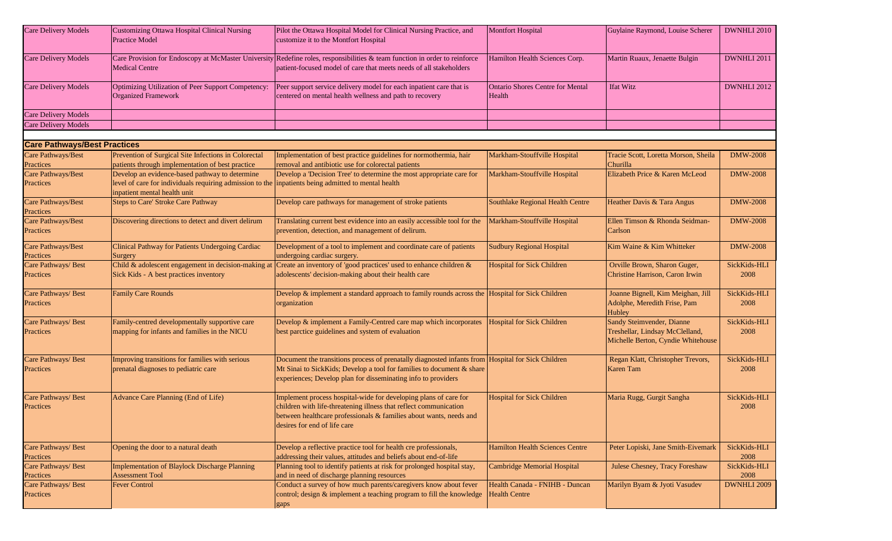| | | | | | |
|---|---|---|---|---|---|
| Care Delivery Models | Customizing Ottawa Hospital Clinical Nursing Practice Model | Pilot the Ottawa Hospital Model for Clinical Nursing Practice, and customize it to the Montfort Hospital | Montfort Hospital | Guylaine Raymond, Louise Scherer | DWNHLI 2010 |
| Care Delivery Models | Care Provision for Endoscopy at McMaster University Medical Centre | Redefine roles, responsibilities & team function in order to reinforce patient-focused model of care that meets needs of all stakeholders | Hamilton Health Sciences Corp. | Martin Ruaux, Jenaette Bulgin | DWNHLI 2011 |
| Care Delivery Models | Optimizing Utilization of Peer Support Competency: Organized Framework | Peer support service delivery model for each inpatient care that is centered on mental health wellness and path to recovery | Ontario Shores Centre for Mental Health | Ifat Witz | DWNHLI 2012 |
| Care Delivery Models | | | | | |
| Care Delivery Models | | | | | |
| | | | | | |
| **Care Pathways/Best Practices** | | | | | |
| Care Pathways/Best Practices | Prevention of Surgical Site Infections in Colorectal patients through implementation of best practice | Implementation of best practice guidelines for normothermia, hair removal and antibiotic use for colorectal patients | Markham-Stouffville Hospital | Tracie Scott, Loretta Morson, Sheila Churilla | DMW-2008 |
| Care Pathways/Best Practices | Develop an evidence-based pathway to determine level of care for individuals requiring admission to the inpatient mental health unit | Develop a 'Decision Tree' to determine the most appropriate care for inpatients being admitted to mental health | Markham-Stouffville Hospital | Elizabeth Price & Karen McLeod | DMW-2008 |
| Care Pathways/Best Practices | Steps to Care' Stroke Care Pathway | Develop care pathways for management of stroke patients | Southlake Regional Health Centre | Heather Davis & Tara Angus | DMW-2008 |
| Care Pathways/Best Practices | Discovering directions to detect and divert delirum | Translating current best evidence into an easily accessible tool for the prevention, detection, and management of delirum. | Markham-Stouffville Hospital | Ellen Timson & Rhonda Seidman-Carlson | DMW-2008 |
| Care Pathways/Best Practices | Clinical Pathway for Patients Undergoing Cardiac Surgery | Development of a tool to implement and coordinate care of patients undergoing cardiac surgery. | Sudbury Regional Hospital | Kim Waine & Kim Whitteker | DMW-2008 |
| Care Pathways/ Best Practices | Child & adolescent engagement in decision-making at Sick Kids - A best practices inventory | Create an inventory of 'good practices' used to enhance children & adolescents' decision-making about their health care | Hospital for Sick Children | Orville Brown, Sharon Guger, Christine Harrison, Caron Irwin | SickKids-HLI 2008 |
| Care Pathways/ Best Practices | Family Care Rounds | Develop & implement a standard approach to family rounds across the organization | Hospital for Sick Children | Joanne Bignell, Kim Meighan, Jill Adolphe, Meredith Frise, Pam Hubley | SickKids-HLI 2008 |
| Care Pathways/ Best Practices | Family-centred developmentally supportive care mapping for infants and families in the NICU | Develop & implement a Family-Centred care map which incorporates best parctice guidelines and system of evaluation | Hospital for Sick Children | Sandy Steimvender, Dianne Treshellar, Lindsay McClelland, Michelle Berton, Cyndie Whitehouse | SickKids-HLI 2008 |
| Care Pathways/ Best Practices | Improving transitions for families with serious prenatal diagnoses to pediatric care | Document the transitions process of prenatally diagnosted infants from Mt Sinai to SickKids; Develop a tool for families to document & share experiences; Develop plan for disseminating info to providers | Hospital for Sick Children | Regan Klatt, Christopher Trevors, Karen Tam | SickKids-HLI 2008 |
| Care Pathways/ Best Practices | Advance Care Planning (End of Life) | Implement process hospital-wide for developing plans of care for children with life-threatening illness that reflect communication between healthcare professionals & families about wants, needs and desires for end of life care | Hospital for Sick Children | Maria Rugg, Gurgit Sangha | SickKids-HLI 2008 |
| Care Pathways/ Best Practices | Opening the door to a natural death | Develop a reflective practice tool for health cre professionals, addressing their values, attitudes and beliefs about end-of-life | Hamilton Health Sciences Centre | Peter Lopiski, Jane Smith-Eivemark | SickKids-HLI 2008 |
| Care Pathways/ Best Practices | Implementation of Blaylock Discharge Planning Assessment Tool | Planning tool to identify patients at risk for prolonged hospital stay, and in need of discharge planning resources | Cambridge Memorial Hospital | Julese Chesney, Tracy Foreshaw | SickKids-HLI 2008 |
| Care Pathways/ Best Practices | Fever Control | Conduct a survey of how much parents/caregivers know about fever control; design & implement a teaching program to fill the knowledge gaps | Health Canada - FNIHB - Duncan Health Centre | Marilyn Byam & Jyoti Vasudev | DWNHLI 2009 |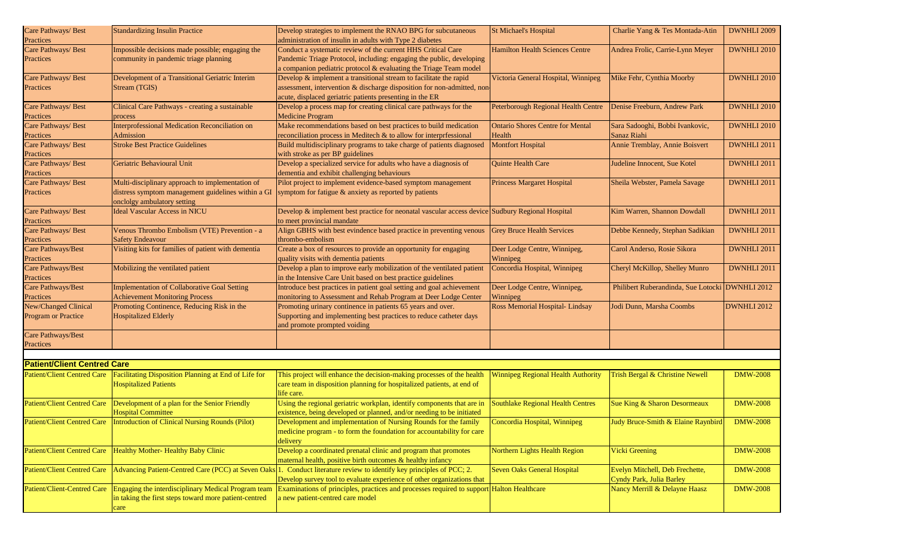| | | | | | |
|---|---|---|---|---|---|
| Care Pathways/ Best Practices | Standardizing Insulin Practice | Develop strategies to implement the RNAO BPG for subcutaneous administration of insulin in adults with Type 2 diabetes | St Michael's Hospital | Charlie Yang & Tes Montada-Atin | DWNHLI 2009 |
| Care Pathways/ Best Practices | Impossible decisions made possible; engaging the community in pandemic triage planning | Conduct a systematic review of the current HHS Critical Care Pandemic Triage Protocol, including: engaging the public, developing a companion pediatric protocol & evaluating the Triage Team model | Hamilton Health Sciences Centre | Andrea Frolic, Carrie-Lynn Meyer | DWNHLI 2010 |
| Care Pathways/ Best Practices | Development of a Transitional Geriatric Interim Stream (TGIS) | Develop & implement a transitional stream to facilitate the rapid assessment, intervention & discharge disposition for non-admitted, non-acute, displaced geriatric patients presenting in the ER | Victoria General Hospital, Winnipeg | Mike Fehr, Cynthia Moorby | DWNHLI 2010 |
| Care Pathways/ Best Practices | Clinical Care Pathways - creating a sustainable process | Develop a process map for creating clinical care pathways for the Medicine Program | Peterborough Regional Health Centre | Denise Freeburn, Andrew Park | DWNHLI 2010 |
| Care Pathways/ Best Practices | Interprofessional Medication Reconciliation on Admission | Make recommendations based on best practices to build medication reconciliation process in Meditech & to allow for interprfessional | Ontario Shores Centre for Mental Health | Sara Sadooghi, Bobbi Ivankovic, Sanaz Riahi | DWNHLI 2010 |
| Care Pathways/ Best Practices | Stroke Best Practice Guidelines | Build multidisciplinary programs to take charge of patients diagnosed with stroke as per BP guidelines | Montfort Hospital | Annie Tremblay, Annie Boisvert | DWNHLI 2011 |
| Care Pathways/ Best Practices | Geriatric Behavioural Unit | Develop a specialized service for adults who have a diagnosis of dementia and exhibit challenging behaviours | Quinte Health Care | Judeline Innocent, Sue Kotel | DWNHLI 2011 |
| Care Pathways/ Best Practices | Multi-disciplinary approach to implementation of distress symptom management guidelines within a GI onclolgy ambulatory setting | Pilot project to implement evidence-based symptom management symptom for fatigue & anxiety as reported by patients | Princess Margaret Hospital | Sheila Webster, Pamela Savage | DWNHLI 2011 |
| Care Pathways/ Best Practices | Ideal Vascular Access in NICU | Develop & implement best practice for neonatal vascular access device to meet provincial mandate | Sudbury Regional Hospital | Kim Warren, Shannon Dowdall | DWNHLI 2011 |
| Care Pathways/ Best Practices | Venous Thrombo Embolism (VTE) Prevention - a Safety Endeavour | Align GBHS with best evidence based practice in preventing venous thrombo-embolism | Grey Bruce Health Services | Debbe Kennedy, Stephan Sadikian | DWNHLI 2011 |
| Care Pathways/Best Practices | Visiting kits for families of patient with dementia | Create a box of resources to provide an opportunity for engaging quality visits with dementia patients | Deer Lodge Centre, Winnipeg, Winnipeg | Carol Anderso, Rosie Sikora | DWNHLI 2011 |
| Care Pathways/Best Practices | Mobilizing the ventilated patient | Develop a plan to improve early mobilization of the ventilated patient in the Intensive Care Unit based on best practice guidelines | Concordia Hospital, Winnipeg | Cheryl McKillop, Shelley Munro | DWNHLI 2011 |
| Care Pathways/Best Practices | Implementation of Collaborative Goal Setting Achievement Monitoring Process | Introduce best practices in patient goal setting and goal achievement monitoring to Assessment and Rehab Program at Deer Lodge Center | Deer Lodge Centre, Winnipeg, Winnipeg | Philibert Ruberandinda, Sue Lotocki | DWNHLI 2012 |
| New/Changed Clinical Program or Practice | Promoting Continence, Reducing Risk in the Hospitalized Elderly | Promoting urinary continence in patients 65 years and over. Supporting and implementing best practices to reduce catheter days and promote prompted voiding | Ross Memorial Hospital- Lindsay | Jodi Dunn, Marsha Coombs | DWNHLI 2012 |
| Care Pathways/Best Practices | | | | | |
| **Patient/Client Centred Care** | | | | | |
| Patient/Client Centred Care | Facilitating Disposition Planning at End of Life for Hospitalized Patients | This project will enhance the decision-making processes of the health care team in disposition planning for hospitalized patients, at end of life care. | Winnipeg Regional Health Authority | Trish Bergal & Christine Newell | DMW-2008 |
| Patient/Client Centred Care | Development of a plan for the Senior Friendly Hospital Committee | Using the regional geriatric workplan, identify components that are in existence, being developed or planned, and/or needing to be initiated | Southlake Regional Health Centres | Sue King & Sharon Desormeaux | DMW-2008 |
| Patient/Client Centred Care | Introduction of Clinical Nursing Rounds (Pilot) | Development and implementation of Nursing Rounds for the family medicine program - to form the foundation for accountability for care delivery | Concordia Hospital, Winnipeg | Judy Bruce-Smith & Elaine Raynbird | DMW-2008 |
| Patient/Client Centred Care | Healthy Mother- Healthy Baby Clinic | Develop a coordinated prenatal clinic and program that promotes maternal health, positive birth outcomes & healthy infancy | Northern Lights Health Region | Vicki Greening | DMW-2008 |
| Patient/Client Centred Care | Advancing Patient-Centred Care (PCC) at Seven Oaks | 1. Conduct literature review to identify key principles of PCC; 2. Develop survey tool to evaluate experience of other organizations that | Seven Oaks General Hospital | Evelyn Mitchell, Deb Frechette, Cyndy Park, Julia Barley | DMW-2008 |
| Patient/Client-Centred Care | Engaging the interdisciplinary Medical Program team in taking the first steps toward more patient-centred care | Examinations of principles, practices and processes required to support a new patient-centred care model | Halton Healthcare | Nancy Merrill & Delayne Haasz | DMW-2008 |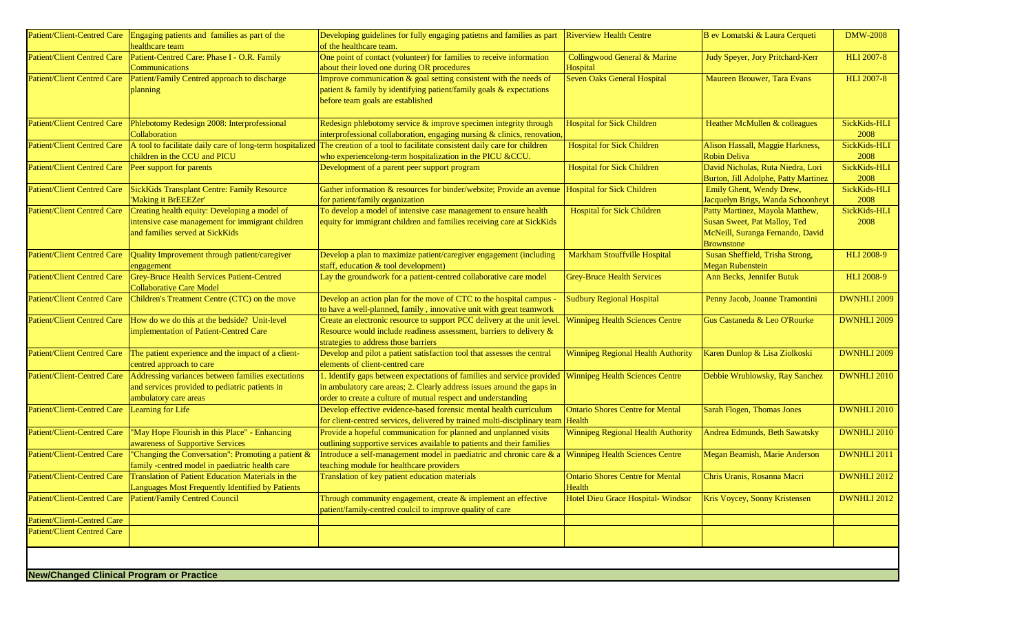| | | | | | |
|---|---|---|---|---|---|
| Patient/Client-Centred Care | Engaging patients and families as part of the healthcare team | Developing guidelines for fully engaging patietns and families as part of the healthcare team. | Riverview Health Centre | B ev Lomatski & Laura Cerqueti | DMW-2008 |
| Patient/Client Centred Care | Patient-Centred Care: Phase I - O.R. Family Communications | One point of contact (volunteer) for families to receive information about their loved one during OR procedures | Collingwood General & Marine Hospital | Judy Speyer, Jory Pritchard-Kerr | HLI 2007-8 |
| Patient/Client Centred Care | Patient/Family Centred approach to discharge planning | Improve communication & goal setting consistent with the needs of patient & family by identifying patient/family goals & expectations before team goals are established | Seven Oaks General Hospital | Maureen Brouwer, Tara Evans | HLI 2007-8 |
| Patient/Client Centred Care | Phlebotomy Redesign 2008: Interprofessional Collaboration | Redesign phlebotomy service & improve specimen integrity through interprofessional collaboration, engaging nursing & clinics, renovation, | Hospital for Sick Children | Heather McMullen & colleagues | SickKids-HLI 2008 |
| Patient/Client Centred Care | A tool to facilitate daily care of long-term hospitalized children in the CCU and PICU | The creation of a tool to facilitate consistent daily care for children who experiencelong-term hospitalization in the PICU &CCU. | Hospital for Sick Children | Alison Hassall, Maggie Harkness, Robin Deliva | SickKids-HLI 2008 |
| Patient/Client Centred Care | Peer support for parents | Development of a parent peer support program | Hospital for Sick Children | David Nicholas, Ruta Niedra, Lori Burton, Jill Adolphe, Patty Martinez | SickKids-HLI 2008 |
| Patient/Client Centred Care | SickKids Transplant Centre: Family Resource 'Making it BrEEEZer' | Gather information & resources for binder/website; Provide an avenue for patient/family organization | Hospital for Sick Children | Emily Ghent, Wendy Drew, Jacquelyn Brigs, Wanda Schoonheyt | SickKids-HLI 2008 |
| Patient/Client Centred Care | Creating health equity: Developing a model of intensive case management for immigrant children and families served at SickKids | To develop a model of intensive case management to ensure health equity for immigrant children and families receiving care at SickKids | Hospital for Sick Children | Patty Martinez, Mayola Matthew, Susan Sweet, Pat Malloy, Ted McNeill, Suranga Fernando, David Brownstone | SickKids-HLI 2008 |
| Patient/Client Centred Care | Quality Improvement through patient/caregiver engagement | Develop a plan to maximize patient/caregiver engagement (including staff, education & tool development) | Markham Stouffville Hospital | Susan Sheffield, Trisha Strong, Megan Rubenstein | HLI 2008-9 |
| Patient/Client Centred Care | Grey-Bruce Health Services Patient-Centred Collaborative Care Model | Lay the groundwork for a patient-centred collaborative care model | Grey-Bruce Health Services | Ann Becks, Jennifer Butuk | HLI 2008-9 |
| Patient/Client Centred Care | Children's Treatment Centre (CTC) on the move | Develop an action plan for the move of CTC to the hospital campus - to have a well-planned, family , innovative unit with great teamwork | Sudbury Regional Hospital | Penny Jacob, Joanne Tramontini | DWNHLI 2009 |
| Patient/Client Centred Care | How do we do this at the bedside? Unit-level implementation of Patient-Centred Care | Create an electronic resource to support PCC delivery at the unit level. Resource would include readiness assessment, barriers to delivery & strategies to address those barriers | Winnipeg Health Sciences Centre | Gus Castaneda & Leo O'Rourke | DWNHLI 2009 |
| Patient/Client Centred Care | The patient experience and the impact of a client-centred approach to care | Develop and pilot a patient satisfaction tool that assesses the central elements of client-centred care | Winnipeg Regional Health Authority | Karen Dunlop & Lisa Ziolkoski | DWNHLI 2009 |
| Patient/Client-Centred Care | Addressing variances between families exctations and services provided to pediatric patients in ambulatory care areas | 1. Identify gaps between expectations of families and service provided in ambulatory care areas; 2. Clearly address issues around the gaps in order to create a culture of mutual respect and understanding | Winnipeg Health Sciences Centre | Debbie Wrublowsky, Ray Sanchez | DWNHLI 2010 |
| Patient/Client-Centred Care | Learning for Life | Develop effective evidence-based forensic mental health curriculum for client-centred services, delivered by trained multi-disciplinary team | Ontario Shores Centre for Mental Health | Sarah Flogen, Thomas Jones | DWNHLI 2010 |
| Patient/Client-Centred Care | "May Hope Flourish in this Place" - Enhancing awareness of Supportive Services | Provide a hopeful communication for planned and unplanned visits outlining supportive services available to patients and their families | Winnipeg Regional Health Authority | Andrea Edmunds, Beth Sawatsky | DWNHLI 2010 |
| Patient/Client-Centred Care | "Changing the Conversation": Promoting a patient & family -centred model in paediatric health care | Introduce a self-management model in paediatric and chronic care & a teaching module for healthcare providers | Winnipeg Health Sciences Centre | Megan Beamish, Marie Anderson | DWNHLI 2011 |
| Patient/Client-Centred Care | Translation of Patient Education Materials in the Languages Most Frequently Identified by Patients | Translation of key patient education materials | Ontario Shores Centre for Mental Health | Chris Uranis, Rosanna Macri | DWNHLI 2012 |
| Patient/Client-Centred Care | Patient/Family Centred Council | Through community engagement, create & implement an effective patient/family-centred coulcil to improve quality of care | Hotel Dieu Grace Hospital- Windsor | Kris Voycey, Sonny Kristensen | DWNHLI 2012 |
| Patient/Client-Centred Care | | | | | |
| Patient/Client Centred Care | | | | | |

**New/Changed Clinical Program or Practice**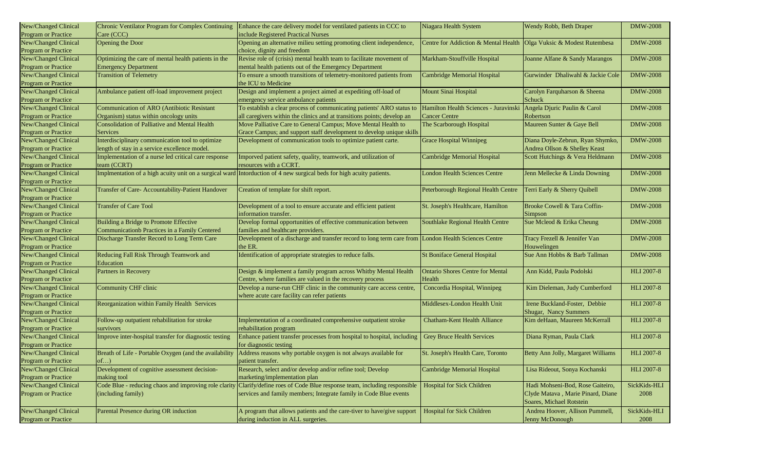| New/Changed Clinical Program or Practice | Chronic Ventilator Program for Complex Continuing Care (CCC) | Enhance the care delivery model for ventilated patients in CCC to include Registered Practical Nurses | Niagara Health System | Wendy Robb, Beth Draper | DMW-2008 |
|---|---|---|---|---|---|
| New/Changed Clinical Program or Practice | Opening the Door | Opening an alternative milieu setting promoting client independence, choice, dignity and freedom | Centre for Addiction & Mental Health | Olga Vuksic & Modest Rutembesa | DMW-2008 |
| New/Changed Clinical Program or Practice | Optimizing the care of mental health patients in the Emergency Department | Revise role of (crisis) mental health team to facilitate movement of mental health patients out of the Emergency Department | Markham-Stouffville Hospital | Joanne Alfane & Sandy Marangos | DMW-2008 |
| New/Changed Clinical Program or Practice | Transition of Telemetry | To ensure a smooth transitions of telemetry-monitored patients from the ICU to Medicine | Cambridge Memorial Hospital | Gurwinder Dhaliwahl & Jackie Cole | DMW-2008 |
| New/Changed Clinical Program or Practice | Ambulance patient off-load improvement project | Design and implement a project aimed at expediting off-load of emergency service ambulance patients | Mount Sinai Hospital | Carolyn Farquharson & Sheena Schuck | DMW-2008 |
| New/Changed Clinical Program or Practice | Communication of ARO (Antibiotic Resistant Organism) status within oncology units | To establish a clear process of communicating patients' ARO status to all caregivers within the clinics and at transitions points; develop an | Hamilton Health Sciences - Juravinski Cancer Centre | Angela Djuric Paulin & Carol Robertson | DMW-2008 |
| New/Changed Clinical Program or Practice | Consolidation of Palliative and Mental Health Services | Move Palliative Care to General Campus; Move Mental Health to Grace Campus; and support staff development to develop unique skills | The Scarborough Hospital | Maureen Sunter & Gaye Bell | DMW-2008 |
| New/Changed Clinical Program or Practice | Interdisciplinary communication tool to optimize length of stay in a service excellence model. | Development of communication tools to optimize patient carte. | Grace Hospital Winnipeg | Diana Doyle-Zebrun, Ryan Shymko, Andrea Ollson & Shelley Keast | DMW-2008 |
| New/Changed Clinical Program or Practice | Implementation of a nurse led critical care response team (CCRT) | Imporved patient safety, quality, teamwork, and utilization of resources with a CCRT. | Cambridge Memorial Hospital | Scott Hutchings & Vera Heldmann | DMW-2008 |
| New/Changed Clinical Program or Practice | Implmentation of a high acuity unit on a surgical ward | Intorduction of 4 new surgical beds for high acuity patients. | London Health Sciences Centre | Jenn Mellecke & Linda Downing | DMW-2008 |
| New/Changed Clinical Program or Practice | Transfer of Care- Accountability-Patient Handover | Creation of template for shift report. | Peterborough Regional Health Centre | Terri Early & Sherry Quibell | DMW-2008 |
| New/Changed Clinical Program or Practice | Transfer of Care Tool | Development of a tool to ensure accurate and efficient patient information transfer. | St. Joseph's Healthcare, Hamilton | Brooke Cowell & Tara Coffin-Simpson | DMW-2008 |
| New/Changed Clinical Program or Practice | Building a Bridge to Promote Effective Communicationb Practices in a Family Centered | Develop formal opportunities of effective communication between families and healthcare providers. | Southlake Regional Health Centre | Sue Mcleod & Erika Cheung | DMW-2008 |
| New/Changed Clinical Program or Practice | Discharge Transfer Record to Long Term Care | Development of a discharge and transfer record to long term care from the ER. | London Health Sciences Centre | Tracy Frezell & Jennifer Van Houwelingen | DMW-2008 |
| New/Changed Clinical Program or Practice | Reducing Fall Risk Through Teamwork and Education | Identification of appropriate strategies to reduce falls. | St Boniface General Hospital | Sue Ann Hobbs & Barb Tallman | DMW-2008 |
| New/Changed Clinical Program or Practice | Partners in Recovery | Design & implement a family program across Whitby Mental Health Centre, where families are valued in the recovery process | Ontario Shores Centre for Mental Health | Ann Kidd, Paula Podolski | HLI 2007-8 |
| New/Changed Clinical Program or Practice | Community CHF clinic | Develop a nurse-run CHF clinic in the community care access centre, where acute care facility can refer patients | Concordia Hospital, Winnipeg | Kim Dieleman, Judy Cumberford | HLI 2007-8 |
| New/Changed Clinical Program or Practice | Reorganization within Family Health Services | | Middlesex-London Health Unit | Irene Buckland-Foster, Debbie Shugar, Nancy Summers | HLI 2007-8 |
| New/Changed Clinical Program or Practice | Follow-up outpatient rehabilitation for stroke survivors | Implementation of a coordinated comprehensive outpatient stroke rehabilitation program | Chatham-Kent Health Alliance | Kim deHaan, Maureen McKerrall | HLI 2007-8 |
| New/Changed Clinical Program or Practice | Improve inter-hospital transfer for diagnostic testing | Enhance patient transfer processes from hospital to hospital, including for diagnostic testing | Grey Bruce Health Services | Diana Ryman, Paula Clark | HLI 2007-8 |
| New/Changed Clinical Program or Practice | Breath of Life - Portable Oxygen (and the availability of…) | Address reasons why portable oxygen is not always available for patient transfer. | St. Joseph's Health Care, Toronto | Betty Ann Jolly, Margaret Williams | HLI 2007-8 |
| New/Changed Clinical Program or Practice | Development of cognitive assessment decision-making tool | Research, select and/or develop and/or refine tool; Develop marketing/implementation plan | Cambridge Memorial Hospital | Lisa Rideout, Sonya Kochanski | HLI 2007-8 |
| New/Changed Clinical Program or Practice | Code Blue - reducing chaos and improving role clarity (including family) | Clarify/define roes of Code Blue response team, including responsible services and family members; Integrate family in Code Blue events | Hospital for Sick Children | Hadi Mohseni-Bod, Rose Gaiteiro, Clyde Matava , Marie Pinard, Diane Soares, Michael Rotstein | SickKids-HLI 2008 |
| New/Changed Clinical Program or Practice | Parental Presence during OR induction | A program that allows patients and the care-tiver to have/give support during induction in ALL surgeries. | Hospital for Sick Children | Andrea Hoover, Allison Pummell, Jenny McDonough | SickKids-HLI 2008 |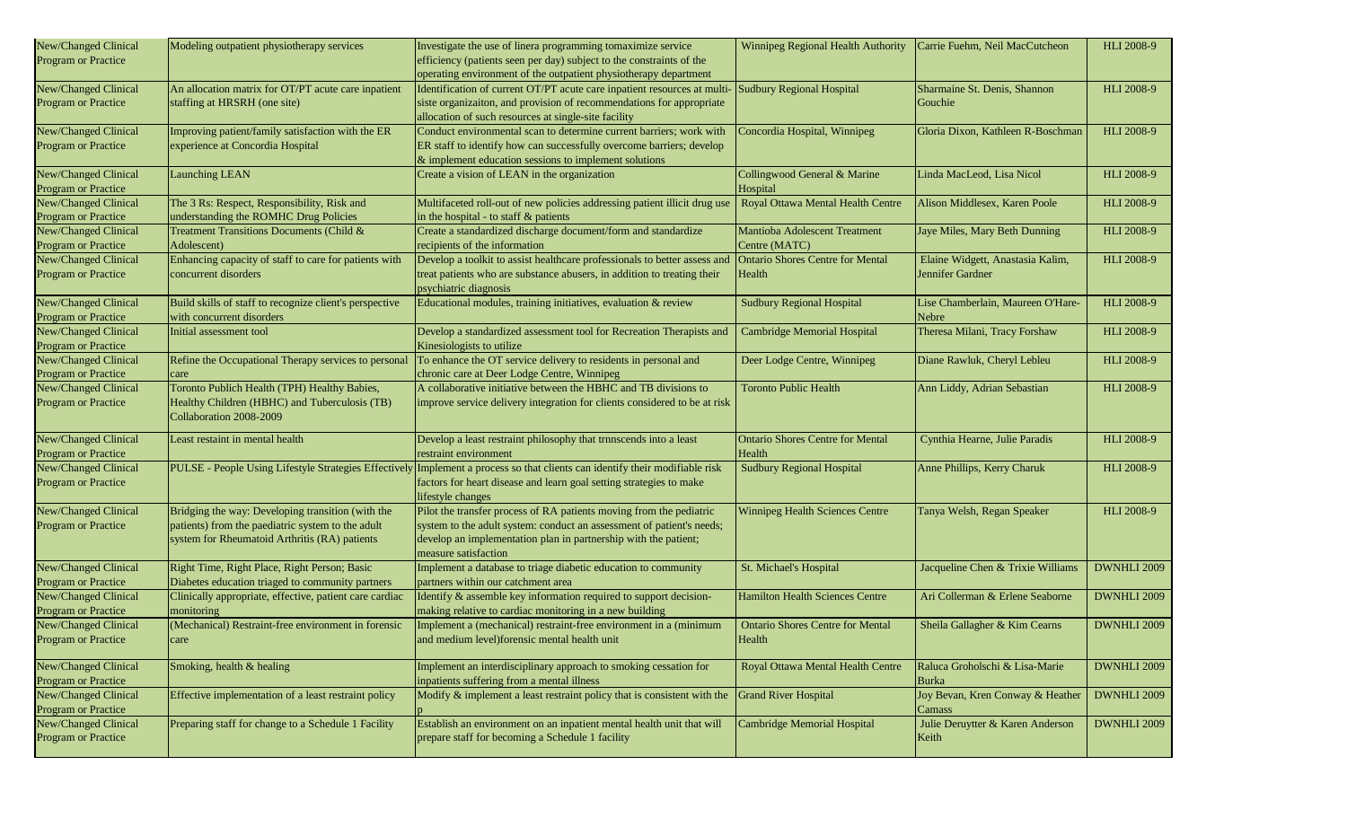| | | | | | |
|---|---|---|---|---|---|
| New/Changed Clinical Program or Practice | Modeling outpatient physiotherapy services | Investigate the use of linera programming tomaximize service efficiency (patients seen per day) subject to the constraints of the operating environment of the outpatient physiotherapy department | Winnipeg Regional Health Authority | Carrie Fuehm, Neil MacCutcheon | HLI 2008-9 |
| New/Changed Clinical Program or Practice | An allocation matrix for OT/PT acute care inpatient staffing at HRSRH (one site) | Identification of current OT/PT acute care inpatient resources at multi-siste organizaiton, and provision of recommendations for appropriate allocation of such resources at single-site facility | Sudbury Regional Hospital | Sharmaine St. Denis, Shannon Gouchie | HLI 2008-9 |
| New/Changed Clinical Program or Practice | Improving patient/family satisfaction with the ER experience at Concordia Hospital | Conduct environmental scan to determine current barriers; work with ER staff to identify how can successfully overcome barriers; develop & implement education sessions to implement solutions | Concordia Hospital, Winnipeg | Gloria Dixon, Kathleen R-Boschman | HLI 2008-9 |
| New/Changed Clinical Program or Practice | Launching LEAN | Create a vision of LEAN in the organization | Collingwood General & Marine Hospital | Linda MacLeod, Lisa Nicol | HLI 2008-9 |
| New/Changed Clinical Program or Practice | The 3 Rs: Respect, Responsibility, Risk and understanding the ROMHC Drug Policies | Multifaceted roll-out of new policies addressing patient illicit drug use in the hospital - to staff & patients | Royal Ottawa Mental Health Centre | Alison Middlesex, Karen Poole | HLI 2008-9 |
| New/Changed Clinical Program or Practice | Treatment Transitions Documents (Child & Adolescent) | Create a standardized discharge document/form and standardize recipients of the information | Mantioba Adolescent Treatment Centre (MATC) | Jaye Miles, Mary Beth Dunning | HLI 2008-9 |
| New/Changed Clinical Program or Practice | Enhancing capacity of staff to care for patients with concurrent disorders | Develop a toolkit to assist healthcare professionals to better assess and treat patients who are substance abusers, in addition to treating their psychiatric diagnosis | Ontario Shores Centre for Mental Health | Elaine Widgett, Anastasia Kalim, Jennifer Gardner | HLI 2008-9 |
| New/Changed Clinical Program or Practice | Build skills of staff to recognize client's perspective with concurrent disorders | Educational modules, training initiatives, evaluation & review | Sudbury Regional Hospital | Lise Chamberlain, Maureen O'Hare-Nebre | HLI 2008-9 |
| New/Changed Clinical Program or Practice | Initial assessment tool | Develop a standardized assessment tool for Recreation Therapists and Kinesiologists to utilize | Cambridge Memorial Hospital | Theresa Milani, Tracy Forshaw | HLI 2008-9 |
| New/Changed Clinical Program or Practice | Refine the Occupational Therapy services to personal care | To enhance the OT service delivery to residents in personal and chronic care at Deer Lodge Centre, Winnipeg | Deer Lodge Centre, Winnipeg | Diane Rawluk, Cheryl Lebleu | HLI 2008-9 |
| New/Changed Clinical Program or Practice | Toronto Publich Health (TPH) Healthy Babies, Healthy Children (HBHC) and Tuberculosis (TB) Collaboration 2008-2009 | A collaborative initiative between the HBHC and TB divisions to improve service delivery integration for clients considered to be at risk | Toronto Public Health | Ann Liddy, Adrian Sebastian | HLI 2008-9 |
| New/Changed Clinical Program or Practice | Least restaint in mental health | Develop a least restraint philosophy that trnnscends into a least restraint environment | Ontario Shores Centre for Mental Health | Cynthia Hearne, Julie Paradis | HLI 2008-9 |
| New/Changed Clinical Program or Practice | PULSE - People Using Lifestyle Strategies Effectively | Implement a process so that clients can identify their modifiable risk factors for heart disease and learn goal setting strategies to make lifestyle changes | Sudbury Regional Hospital | Anne Phillips, Kerry Charuk | HLI 2008-9 |
| New/Changed Clinical Program or Practice | Bridging the way: Developing transition (with the patients) from the paediatric system to the adult system for Rheumatoid Arthritis (RA) patients | Pilot the transfer process of RA patients moving from the pediatric system to the adult system: conduct an assessment of patient's needs; develop an implementation plan in partnership with the patient; measure satisfaction | Winnipeg Health Sciences Centre | Tanya Welsh, Regan Speaker | HLI 2008-9 |
| New/Changed Clinical Program or Practice | Right Time, Right Place, Right Person; Basic Diabetes education triaged to community partners | Implement a database to triage diabetic education to community partners within our catchment area | St. Michael's Hospital | Jacqueline Chen & Trixie Williams | DWNHLI 2009 |
| New/Changed Clinical Program or Practice | Clinically appropriate, effective, patient care cardiac monitoring | Identify & assemble key information required to support decision-making relative to cardiac monitoring in a new building | Hamilton Health Sciences Centre | Ari Collerman & Erlene Seaborne | DWNHLI 2009 |
| New/Changed Clinical Program or Practice | (Mechanical) Restraint-free environment in forensic care | Implement a (mechanical) restraint-free environment in a (minimum and medium level)forensic mental health unit | Ontario Shores Centre for Mental Health | Sheila Gallagher & Kim Cearns | DWNHLI 2009 |
| New/Changed Clinical Program or Practice | Smoking, health & healing | Implement an interdisciplinary approach to smoking cessation for inpatients suffering from a mental illness | Royal Ottawa Mental Health Centre | Raluca Groholschi & Lisa-Marie Burka | DWNHLI 2009 |
| New/Changed Clinical Program or Practice | Effective implementation of a least restraint policy | Modify & implement a least restraint policy that is consistent with the p | Grand River Hospital | Joy Bevan, Kren Conway & Heather Camass | DWNHLI 2009 |
| New/Changed Clinical Program or Practice | Preparing staff for change to a Schedule 1 Facility | Establish an environment on an inpatient mental health unit that will prepare staff for becoming a Schedule 1 facility | Cambridge Memorial Hospital | Julie Deruytter & Karen Anderson Keith | DWNHLI 2009 |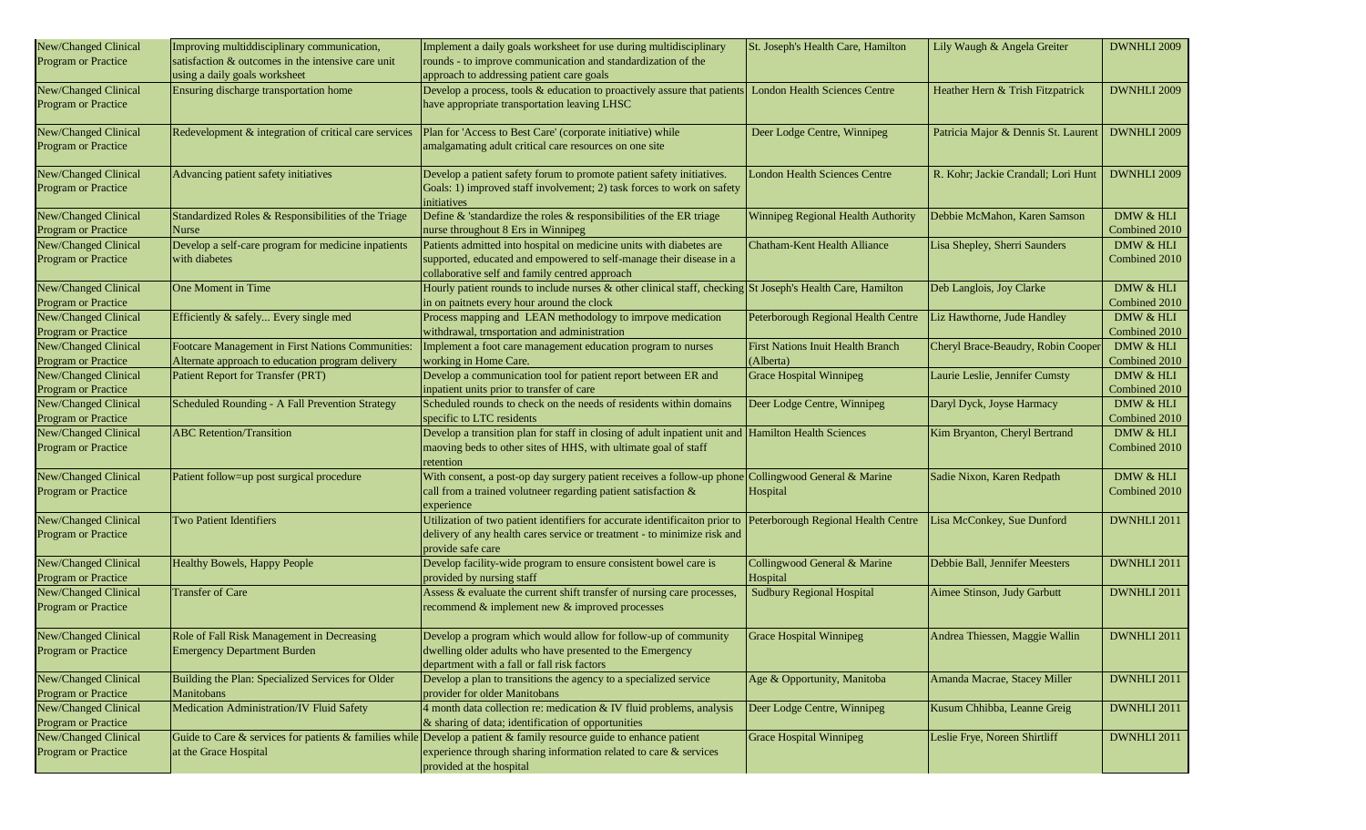| | | | | | |
|---|---|---|---|---|---|
| New/Changed Clinical Program or Practice | Improving multiddisciplinary communication, satisfaction & outcomes in the intensive care unit using a daily goals worksheet | Implement a daily goals worksheet for use during multidisciplinary rounds - to improve communication and standardization of the approach to addressing patient care goals | St. Joseph's Health Care, Hamilton | Lily Waugh & Angela Greiter | DWNHLI 2009 |
| New/Changed Clinical Program or Practice | Ensuring discharge transportation home | Develop a process, tools & education to proactively assure that patients have appropriate transportation leaving LHSC | London Health Sciences Centre | Heather Hern & Trish Fitzpatrick | DWNHLI 2009 |
| New/Changed Clinical Program or Practice | Redevelopment & integration of critical care services | Plan for 'Access to Best Care' (corporate initiative) while amalgamating adult critical care resources on one site | Deer Lodge Centre, Winnipeg | Patricia Major & Dennis St. Laurent | DWNHLI 2009 |
| New/Changed Clinical Program or Practice | Advancing patient safety initiatives | Develop a patient safety forum to promote patient safety initiatives. Goals: 1) improved staff involvement; 2) task forces to work on safety initiatives | London Health Sciences Centre | R. Kohr; Jackie Crandall; Lori Hunt | DWNHLI 2009 |
| New/Changed Clinical Program or Practice | Standardized Roles & Responsibilities of the Triage Nurse | Define & 'standardize the roles & responsibilities of the ER triage nurse throughout 8 Ers in Winnipeg | Winnipeg Regional Health Authority | Debbie McMahon, Karen Samson | DMW & HLI Combined 2010 |
| New/Changed Clinical Program or Practice | Develop a self-care program for medicine inpatients with diabetes | Patients admitted into hospital on medicine units with diabetes are supported, educated and empowered to self-manage their disease in a collaborative self and family centred approach | Chatham-Kent Health Alliance | Lisa Shepley, Sherri Saunders | DMW & HLI Combined 2010 |
| New/Changed Clinical Program or Practice | One Moment in Time | Hourly patient rounds to include nurses & other clinical staff, checking in on paitnets every hour around the clock | St Joseph's Health Care, Hamilton | Deb Langlois, Joy Clarke | DMW & HLI Combined 2010 |
| New/Changed Clinical Program or Practice | Efficiently & safely... Every single med | Process mapping and LEAN methodology to imrpove medication withdrawal, trnsportation and administration | Peterborough Regional Health Centre | Liz Hawthorne, Jude Handley | DMW & HLI Combined 2010 |
| New/Changed Clinical Program or Practice | Footcare Management in First Nations Communities: Alternate approach to education program delivery | Implement a foot care management education program to nurses working in Home Care. | First Nations Inuit Health Branch (Alberta) | Cheryl Brace-Beaudry, Robin Cooper | DMW & HLI Combined 2010 |
| New/Changed Clinical Program or Practice | Patient Report for Transfer (PRT) | Develop a communication tool for patient report between ER and inpatient units prior to transfer of care | Grace Hospital Winnipeg | Laurie Leslie, Jennifer Cumsty | DMW & HLI Combined 2010 |
| New/Changed Clinical Program or Practice | Scheduled Rounding - A Fall Prevention Strategy | Scheduled rounds to check on the needs of residents within domains specific to LTC residents | Deer Lodge Centre, Winnipeg | Daryl Dyck, Joyse Harmacy | DMW & HLI Combined 2010 |
| New/Changed Clinical Program or Practice | ABC Retention/Transition | Develop a transition plan for staff in closing of adult inpatient unit and maoving beds to other sites of HHS, with ultimate goal of staff retention | Hamilton Health Sciences | Kim Bryanton, Cheryl Bertrand | DMW & HLI Combined 2010 |
| New/Changed Clinical Program or Practice | Patient follow=up post surgical procedure | With consent, a post-op day surgery patient receives a follow-up phone call from a trained volutneer regarding patient satisfaction & experience | Collingwood General & Marine Hospital | Sadie Nixon, Karen Redpath | DMW & HLI Combined 2010 |
| New/Changed Clinical Program or Practice | Two Patient Identifiers | Utilization of two patient identifiers for accurate identificaiton prior to delivery of any health cares service or treatment - to minimize risk and provide safe care | Peterborough Regional Health Centre | Lisa McConkey, Sue Dunford | DWNHLI 2011 |
| New/Changed Clinical Program or Practice | Healthy Bowels, Happy People | Develop facility-wide program to ensure consistent bowel care is provided by nursing staff | Collingwood General & Marine Hospital | Debbie Ball, Jennifer Meesters | DWNHLI 2011 |
| New/Changed Clinical Program or Practice | Transfer of Care | Assess & evaluate the current shift transfer of nursing care processes, recommend & implement new & improved processes | Sudbury Regional Hospital | Aimee Stinson, Judy Garbutt | DWNHLI 2011 |
| New/Changed Clinical Program or Practice | Role of Fall Risk Management in Decreasing Emergency Department Burden | Develop a program which would allow for follow-up of community dwelling older adults who have presented to the Emergency department with a fall or fall risk factors | Grace Hospital Winnipeg | Andrea Thiessen, Maggie Wallin | DWNHLI 2011 |
| New/Changed Clinical Program or Practice | Building the Plan: Specialized Services for Older Manitobans | Develop a plan to transitions the agency to a specialized service provider for older Manitobans | Age & Opportunity, Manitoba | Amanda Macrae, Stacey Miller | DWNHLI 2011 |
| New/Changed Clinical Program or Practice | Medication Administration/IV Fluid Safety | 4 month data collection re: medication & IV fluid problems, analysis & sharing of data; identification of opportunities | Deer Lodge Centre, Winnipeg | Kusum Chhibba, Leanne Greig | DWNHLI 2011 |
| New/Changed Clinical Program or Practice | Guide to Care & services for patients & families while at the Grace Hospital | Develop a patient & family resource guide to enhance patient experience through sharing information related to care & services provided at the hospital | Grace Hospital Winnipeg | Leslie Frye, Noreen Shirtliff | DWNHLI 2011 |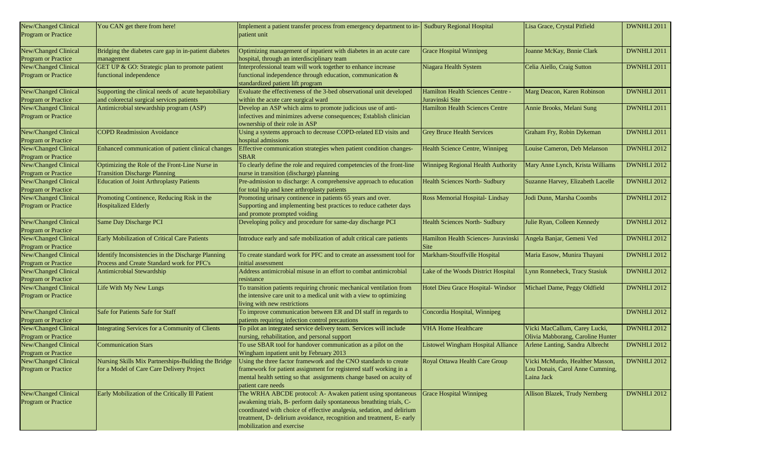| | | | | | |
|---|---|---|---|---|---|
| New/Changed Clinical Program or Practice | You CAN get there from here! | Implement a patient transfer process from emergency department to in-patient unit | Sudbury Regional Hospital | Lisa Grace, Crystal Pitfield | DWNHLI 2011 |
| New/Changed Clinical Program or Practice | Bridging the diabetes care gap in in-patient diabetes management | Optimizing management of inpatient with diabetes in an acute care hospital, through an interdisciplinary team | Grace Hospital Winnipeg | Joanne McKay, Bnnie Clark | DWNHLI 2011 |
| New/Changed Clinical Program or Practice | GET UP & GO: Strategic plan to promote patient functional independence | Interprofessional team will work together to enhance increase functional independence through education, communication & standardized patient lift program | Niagara Health System | Celia Aiello, Craig Sutton | DWNHLI 2011 |
| New/Changed Clinical Program or Practice | Supporting the clinical needs of acute hepatobiliary and colorectal surgical services patients | Evaluate the effectiveness of the 3-bed observational unit developed within the acute care surgical ward | Hamilton Health Sciences Centre - Juravinski Site | Marg Deacon, Karen Robinson | DWNHLI 2011 |
| New/Changed Clinical Program or Practice | Antimicrobial stewardship program (ASP) | Develop an ASP which aims to promote judicious use of anti-infectives and minimizes adverse consequences; Establish clinician ownership of their role in ASP | Hamilton Health Sciences Centre | Annie Brooks, Melani Sung | DWNHLI 2011 |
| New/Changed Clinical Program or Practice | COPD Readmission Avoidance | Using a systems approach to decrease COPD-related ED visits and hospital admissions | Grey Bruce Health Services | Graham Fry, Robin Dykeman | DWNHLI 2011 |
| New/Changed Clinical Program or Practice | Enhanced communication of patient clinical changes | Effective communication strategies when patient condition changes-SBAR | Health Science Centre, Winnipeg | Louise Cameron, Deb Melanson | DWNHLI 2012 |
| New/Changed Clinical Program or Practice | Optimizing the Role of the Front-Line Nurse in Transition Discharge Planning | To clearly define the role and required competencies of the front-line nurse in transition (discharge) planning | Winnipeg Regional Health Authority | Mary Anne Lynch, Krista Williams | DWNHLI 2012 |
| New/Changed Clinical Program or Practice | Education of Joint Arthroplasty Patients | Pre-admission to discharge: A comprehensive approach to education for total hip and knee arthroplasty patients | Health Sciences North- Sudbury | Suzanne Harvey, Elizabeth Lacelle | DWNHLI 2012 |
| New/Changed Clinical Program or Practice | Promoting Continence, Reducing Risk in the Hospitalized Elderly | Promoting urinary continence in patients 65 years and over. Supporting and implementing best practices to reduce catheter days and promote prompted voiding | Ross Memorial Hospital- Lindsay | Jodi Dunn, Marsha Coombs | DWNHLI 2012 |
| New/Changed Clinical Program or Practice | Same Day Discharge PCI | Developing policy and procedure for same-day discharge PCI | Health Sciences North- Sudbury | Julie Ryan, Colleen Kennedy | DWNHLI 2012 |
| New/Changed Clinical Program or Practice | Early Mobilization of Critical Care Patients | Introduce early and safe mobilization of adult critical care patients | Hamilton Health Sciences- Juravinski Site | Angela Banjar, Gemeni Ved | DWNHLI 2012 |
| New/Changed Clinical Program or Practice | Identify Inconsistencies in the Discharge Planning Process and Create Standard work for PFC's | To create standard work for PFC and to create an assessment tool for initial assessment | Markham-Stouffville Hospital | Maria Easow, Munira Thayani | DWNHLI 2012 |
| New/Changed Clinical Program or Practice | Antimicrobial Stewardship | Address antimicrobial misuse in an effort to combat antimicrobial resistance | Lake of the Woods District Hospital | Lynn Ronnebeck, Tracy Stasiuk | DWNHLI 2012 |
| New/Changed Clinical Program or Practice | Life With My New Lungs | To transition patients requiring chronic mechanical ventilation from the intensive care unit to a medical unit with a view to optimizing living with new restrictions | Hotel Dieu Grace Hospital- Windsor | Michael Dame, Peggy Oldfield | DWNHLI 2012 |
| New/Changed Clinical Program or Practice | Safe for Patients Safe for Staff | To improve communication between ER and DI staff in regards to patients requiring infection control precautions | Concordia Hospital, Winnipeg | | DWNHLI 2012 |
| New/Changed Clinical Program or Practice | Integrating Services for a Community of Clients | To pilot an integrated service delivery team. Services will include nursing, rehabilitation, and personal support | VHA Home Healthcare | Vicki MacCallum, Carey Lucki, Olivia Mabborang, Caroline Hunter | DWNHLI 2012 |
| New/Changed Clinical Program or Practice | Communication Stars | To use SBAR tool for handover communication as a pilot on the Wingham inpatient unit by February 2013 | Listowel Wingham Hospital Alliance | Arlene Lanting, Sandra Albrecht | DWNHLI 2012 |
| New/Changed Clinical Program or Practice | Nursing Skills Mix Partnerships-Building the Bridge for a Model of Care Care Delivery Project | Using the three factor framework and the CNO standards to create framework for patient assignment for registered staff working in a mental health setting so that assignments change based on acuity of patient care needs | Royal Ottawa Health Care Group | Vicki McMurdo, Healther Masson, Lou Donais, Carol Anne Cumming, Laina Jack | DWNHLI 2012 |
| New/Changed Clinical Program or Practice | Early Mobilization of the Critically Ill Patient | The WRHA ABCDE protocol: A- Awaken patient using spontaneous awakening trials, B- perform daily spontaneous breathting trials, C- coordinated with choice of effective analgesia, sedation, and delirium treatment, D- delirium avoidance, recognition and treatment, E- early mobilization and exercise | Grace Hospital Winnipeg | Allison Blazek, Trudy Nernberg | DWNHLI 2012 |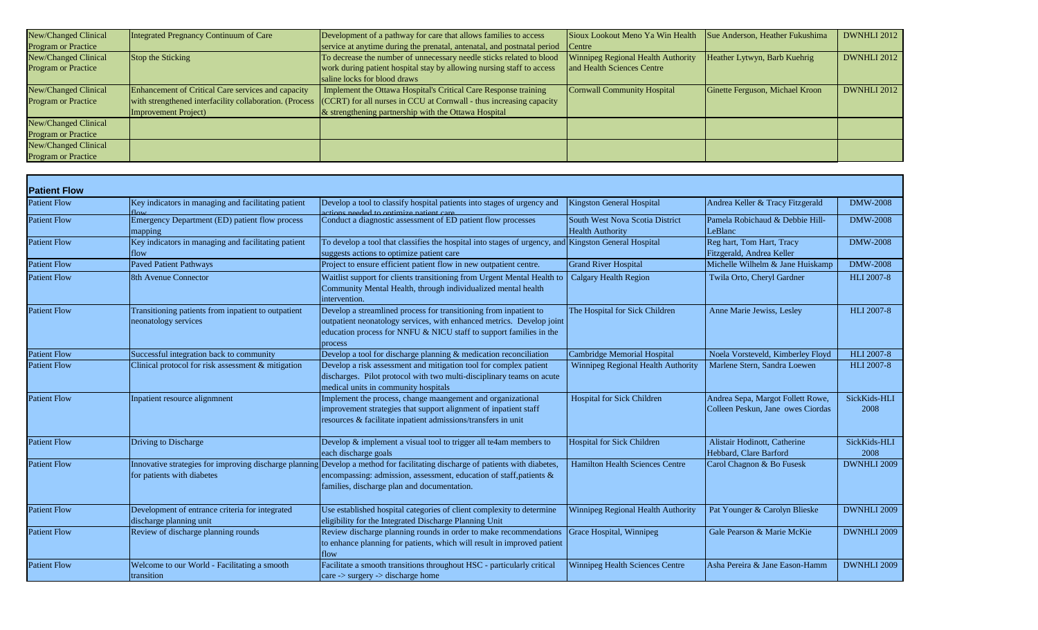| New/Changed Clinical Program or Practice | Integrated Pregnancy Continuum of Care | Development of a pathway for care that allows families to access service at anytime during the prenatal, antenatal, and postnatal period | Sioux Lookout Meno Ya Win Health Centre | Sue Anderson, Heather Fukushima | DWNHLI 2012 |
|---|---|---|---|---|---|
| New/Changed Clinical Program or Practice | Stop the Sticking | To decrease the number of unnecessary needle sticks related to blood work during patient hospital stay by allowing nursing staff to access saline locks for blood draws | Winnipeg Regional Health Authority and Health Sciences Centre | Heather Lytwyn, Barb Kuehrig | DWNHLI 2012 |
| New/Changed Clinical Program or Practice | Enhancement of Critical Care services and capacity with strengthened interfacility collaboration. (Process Improvement Project) | Implement the Ottawa Hospital's Critical Care Response training (CCRT) for all nurses in CCU at Cornwall - thus increasing capacity & strengthening partnership with the Ottawa Hospital | Cornwall Community Hospital | Ginette Ferguson, Michael Kroon | DWNHLI 2012 |
| New/Changed Clinical Program or Practice | | | | | |
| New/Changed Clinical Program or Practice | | | | | |

## Patient Flow

| Patient Flow | Key indicators in managing and facilitating patient flow | Develop a tool to classify hospital patients into stages of urgency and actions needed to optimize patient care | Kingston General Hospital | Andrea Keller & Tracy Fitzgerald | DMW-2008 |
|---|---|---|---|---|---|
| Patient Flow | Emergency Department (ED) patient flow process mapping | Conduct a diagnostic assessment of ED patient flow processes | South West Nova Scotia District Health Authority | Pamela Robichaud & Debbie Hill-LeBlanc | DMW-2008 |
| Patient Flow | Key indicators in managing and facilitating patient flow | To develop a tool that classifies the hospital into stages of urgency, and suggests actions to optimize patient care | Kingston General Hospital | Reg hart, Tom Hart, Tracy Fitzgerald, Andrea Keller | DMW-2008 |
| Patient Flow | Paved Patient Pathways | Project to ensure efficient patient flow in new outpatient centre. | Grand River Hospital | Michelle Wilhelm & Jane Huiskamp | DMW-2008 |
| Patient Flow | 8th Avenue Connector | Waitlist support for clients transitioning from Urgent Mental Health to Community Mental Health, through individualized mental health intervention. | Calgary Health Region | Twila Orto, Cheryl Gardner | HLI 2007-8 |
| Patient Flow | Transitioning patients from inpatient to outpatient neonatology services | Develop a streamlined process for transitioning from inpatient to outpatient neonatology services, with enhanced metrics. Develop joint education process for NNFU & NICU staff to support families in the process | The Hospital for Sick Children | Anne Marie Jewiss, Lesley | HLI 2007-8 |
| Patient Flow | Successful integration back to community | Develop a tool for discharge planning & medication reconciliation | Cambridge Memorial Hospital | Noela Vorsteveld, Kimberley Floyd | HLI 2007-8 |
| Patient Flow | Clinical protocol for risk assessment & mitigation | Develop a risk assessment and mitigation tool for complex patient discharges. Pilot protocol with two multi-disciplinary teams on acute medical units in community hospitals | Winnipeg Regional Health Authority | Marlene Stern, Sandra Loewen | HLI 2007-8 |
| Patient Flow | Inpatient resource alignmnent | Implement the process, change maangement and organizational improvement strategies that support alignment of inpatient staff resources & facilitate inpatient admissions/transfers in unit | Hospital for Sick Children | Andrea Sepa, Margot Follett Rowe, Colleen Peskun, Jane owes Ciordas | SickKids-HLI 2008 |
| Patient Flow | Driving to Discharge | Develop & implement a visual tool to trigger all te4am members to each discharge goals | Hospital for Sick Children | Alistair Hodinott, Catherine Hebbard, Clare Barford | SickKids-HLI 2008 |
| Patient Flow | Innovative strategies for improving discharge planning for patients with diabetes | Develop a method for facilitating discharge of patients with diabetes, encompassing: admission, assessment, education of staff,patients & families, discharge plan and documentation. | Hamilton Health Sciences Centre | Carol Chagnon & Bo Fusesk | DWNHLI 2009 |
| Patient Flow | Development of entrance criteria for integrated discharge planning unit | Use established hospital categories of client complexity to determine eligibility for the Integrated Discharge Planning Unit | Winnipeg Regional Health Authority | Pat Younger & Carolyn Blieske | DWNHLI 2009 |
| Patient Flow | Review of discharge planning rounds | Review discharge planning rounds in order to make recommendations to enhance planning for patients, which will result in improved patient flow | Grace Hospital, Winnipeg | Gale Pearson & Marie McKie | DWNHLI 2009 |
| Patient Flow | Welcome to our World - Facilitating a smooth transition | Facilitate a smooth transitions throughout HSC - particularly critical care -> surgery -> discharge home | Winnipeg Health Sciences Centre | Asha Pereira & Jane Eason-Hamm | DWNHLI 2009 |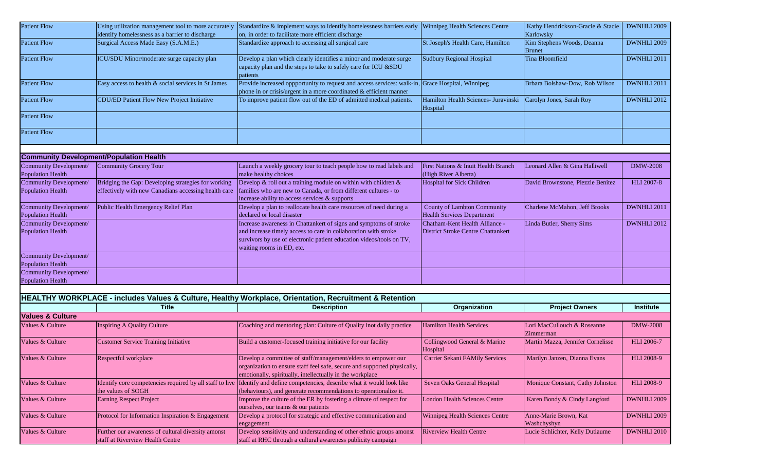| | | | | | |
|---|---|---|---|---|---|
| Patient Flow | Using utilization management tool to more accurately identify homelessness as a barrier to discharge | Standardize & implement ways to identify homelessness barriers early on, in order to facilitate more efficient discharge | Winnipeg Health Sciences Centre | Kathy Hendrickson-Gracie & Stacie Karlowsky | DWNHLI 2009 |
| Patient Flow | Surgical Access Made Easy (S.A.M.E.) | Standardize approach to accessing all surgical care | St Joseph's Health Care, Hamilton | Kim Stephens Woods, Deanna Brunet | DWNHLI 2009 |
| Patient Flow | ICU/SDU Minor/moderate surge capacity plan | Develop a plan which clearly identifies a minor and moderate surge capacity plan and the steps to take to safely care for ICU &SDU patients | Sudbury Regional Hospital | Tina Bloomfield | DWNHLI 2011 |
| Patient Flow | Easy access to health & social services in St James | Provide increased oppportunity to request and access services: walk-in, phone in or crisis/urgent in a more coordinated & efficient manner | Grace Hospital, Winnipeg | Brbara Bolshaw-Dow, Rob Wilson | DWNHLI 2011 |
| Patient Flow | CDU/ED Patient Flow New Project Initiative | To improve patient flow out of the ED of admitted medical patients. | Hamilton Health Sciences- Juravinski Hospital | Carolyn Jones, Sarah Roy | DWNHLI 2012 |
| Patient Flow | | | | | |
| Patient Flow | | | | | |
| | | | | | |
| **Community Development/Population Health** | | | | | |
| Community Development/ Population Health | Community Grocery Tour | Launch a weekly grocery tour to teach people how to read labels and make healthy choices | First Nations & Inuit Health Branch (High River Alberta) | Leonard Allen & Gina Halliwell | DMW-2008 |
| Community Development/ Population Health | Bridging the Gap: Developing strategies for working effectively with new Canadians accessing health care | Develop & roll out a training module on within with children & families who are new to Canada, or from different cultures - to increase ability to access services & supports | Hospital for Sick Children | David Brownstone, Plezzie Benitez | HLI 2007-8 |
| Community Development/ Population Health | Public Health Emergency Relief Plan | Develop a plan to reallocate health care resources of need during a declared or local disaster | County of Lambton Community Health Services Department | Charlene McMahon, Jeff Brooks | DWNHLI 2011 |
| Community Development/ Population Health | | Increase awareness in Chattankert of signs and symptoms of stroke and increase timely access to care in collaboration with stroke survivors by use of electronic patient education videos/tools on TV, waiting rooms in ED, etc. | Chatham-Kent Health Alliance - District Stroke Centre Chattankert | Linda Butler, Sherry Sims | DWNHLI 2012 |
| Community Development/ Population Health | | | | | |
| Community Development/ Population Health | | | | | |
| | | | | | |
| **HEALTHY WORKPLACE - includes Values & Culture, Healthy Workplace, Orientation, Recruitment & Retention** | | | | | |
| | **Title** | **Description** | **Organization** | **Project Owners** | **Institute** |
| **Values & Culture** | | | | | |
| Values & Culture | Inspiring A Quality Culture | Coaching and mentoring plan: Culture of Quality inot daily practice | Hamilton Health Services | Lori MacCullouch & Roseanne Zimmerman | DMW-2008 |
| Values & Culture | Customer Service Training Initiative | Build a customer-focused training initiative for our facility | Collingwood General & Marine Hospital | Martin Mazza, Jennifer Cornelisse | HLI 2006-7 |
| Values & Culture | Respectful workplace | Develop a committee of staff/management/elders to empower our organization to ensure staff feel safe, secure and supported physically, emotionally, spiritually, intellectually in the workplace | Carrier Sekani FAMily Services | Marilyn Janzen, Dianna Evans | HLI 2008-9 |
| Values & Culture | Identify core competencies required by all staff to live the values of SOGH | Identify and define competencies, describe what it would look like (behaviours), and generate recommendations to operationalize it. | Seven Oaks General Hospital | Monique Constant, Cathy Johnston | HLI 2008-9 |
| Values & Culture | Earning Respect Project | Improve the culture of the ER by fostering a climate of respect for ourselves, our teams & our patients | London Health Sciences Centre | Karen Bondy & Cindy Langford | DWNHLI 2009 |
| Values & Culture | Protocol for Information Inspiration & Engagement | Develop a protocol for strategic and effective communication and engagement | Winnipeg Health Sciences Centre | Anne-Marie Brown, Kat Washchyshyn | DWNHLI 2009 |
| Values & Culture | Further our awareness of cultural diversity amonst staff at Riverview Health Centre | Develop sensitivity and understanding of other ethnic groups amonst staff at RHC through a cultural awareness publicity campaign | Riverview Health Centre | Lucie Schlichter, Kelly Dutiaume | DWNHLI 2010 |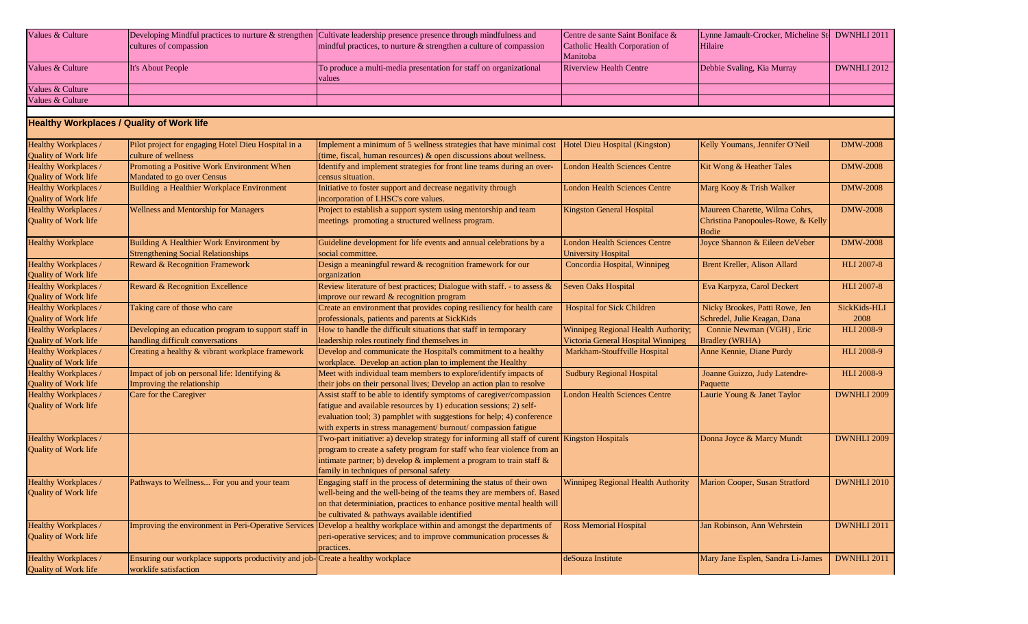| | | | | | |
|---|---|---|---|---|---|
| Values & Culture | Developing Mindful practices to nurture & strengthen cultures of compassion | Cultivate leadership presence presence through mindfulness and mindful practices, to nurture & strengthen a culture of compassion | Centre de sante Saint Boniface & Catholic Health Corporation of Manitoba | Lynne Jamault-Crocker, Micheline St-Hilaire | DWNHLI 2011 |
| Values & Culture | It's About People | To produce a multi-media presentation for staff on organizational values | Riverview Health Centre | Debbie Svaling, Kia Murray | DWNHLI 2012 |
| Values & Culture | | | | | |
| Values & Culture | | | | | |

**Healthy Workplaces / Quality of Work life**

| | | | | | |
|---|---|---|---|---|---|
| Healthy Workplaces / Quality of Work life | Pilot project for engaging Hotel Dieu Hospital in a culture of wellness | Implement a minimum of 5 wellness strategies that have minimal cost (time, fiscal, human resources) & open discussions about wellness. | Hotel Dieu Hospital (Kingston) | Kelly Youmans, Jennifer O'Neil | DMW-2008 |
| Healthy Workplaces / Quality of Work life | Promoting a Positive Work Environment When Mandated to go over Census | Identify and implement strategies for front line teams during an over-census situation. | London Health Sciences Centre | Kit Wong & Heather Tales | DMW-2008 |
| Healthy Workplaces / Quality of Work life | Building a Healthier Workplace Environment | Initiative to foster support and decrease negativity through incorporation of LHSC's core values. | London Health Sciences Centre | Marg Kooy & Trish Walker | DMW-2008 |
| Healthy Workplaces / Quality of Work life | Wellness and Mentorship for Managers | Project to establish a support system using mentorship and team meetings promoting a structured wellness program. | Kingston General Hospital | Maureen Charette, Wilma Cohrs, Christina Panopoules-Rowe, & Kelly Bodie | DMW-2008 |
| Healthy Workplace | Building A Healthier Work Environment by Strengthening Social Relationships | Guideline development for life events and annual celebrations by a social committee. | London Health Sciences Centre University Hospital | Joyce Shannon & Eileen deVeber | DMW-2008 |
| Healthy Workplaces / Quality of Work life | Reward & Recognition Framework | Design a meaningful reward & recognition framework for our organization | Concordia Hospital, Winnipeg | Brent Kreller, Alison Allard | HLI 2007-8 |
| Healthy Workplaces / Quality of Work life | Reward & Recognition Excellence | Review literature of best practices; Dialogue with staff. - to assess & improve our reward & recognition program | Seven Oaks Hospital | Eva Karpyza, Carol Deckert | HLI 2007-8 |
| Healthy Workplaces / Quality of Work life | Taking care of those who care | Create an environment that provides coping resiliency for health care professionals, patients and parents at SickKids | Hospital for Sick Children | Nicky Brookes, Patti Rowe, Jen Schredel, Julie Keagan, Dana | SickKids-HLI 2008 |
| Healthy Workplaces / Quality of Work life | Developing an education program to support staff in handling difficult conversations | How to handle the difficult situations that staff in termporary leadership roles routinely find themselves in | Winnipeg Regional Health Authority; Victoria General Hospital Winnipeg | Connie Newman (VGH) , Eric Bradley (WRHA) | HLI 2008-9 |
| Healthy Workplaces / Quality of Work life | Creating a healthy & vibrant workplace framework | Develop and communicate the Hospital's commitment to a healthy workplace. Develop an action plan to implement the Healthy | Markham-Stouffville Hospital | Anne Kennie, Diane Purdy | HLI 2008-9 |
| Healthy Workplaces / Quality of Work life | Impact of job on personal life: Identifying & Improving the relationship | Meet with individual team members to explore/identify impacts of their jobs on their personal lives; Develop an action plan to resolve | Sudbury Regional Hospital | Joanne Guizzo, Judy Latendre-Paquette | HLI 2008-9 |
| Healthy Workplaces / Quality of Work life | Care for the Caregiver | Assist staff to be able to identify symptoms of caregiver/compassion fatigue and available resources by 1) education sessions; 2) self-evaluation tool; 3) pamphlet with suggestions for help; 4) conference with experts in stress management/ burnout/ compassion fatigue | London Health Sciences Centre | Laurie Young & Janet Taylor | DWNHLI 2009 |
| Healthy Workplaces / Quality of Work life | | Two-part initiative: a) develop strategy for informing all staff of curent program to create a safety program for staff who fear violence from an intimate partner; b) develop & implement a program to train staff & family in techniques of personal safety | Kingston Hospitals | Donna Joyce & Marcy Mundt | DWNHLI 2009 |
| Healthy Workplaces / Quality of Work life | Pathways to Wellness... For you and your team | Engaging staff in the process of determining the status of their own well-being and the well-being of the teams they are members of. Based on that determiniation, practices to enhance positive mental health will be cultivated & pathways available identified | Winnipeg Regional Health Authority | Marion Cooper, Susan Stratford | DWNHLI 2010 |
| Healthy Workplaces / Quality of Work life | Improving the environment in Peri-Operative Services | Develop a healthy workplace within and amongst the departments of peri-operative services; and to improve communication processes & practices. | Ross Memorial Hospital | Jan Robinson, Ann Wehrstein | DWNHLI 2011 |
| Healthy Workplaces / Quality of Work life | Ensuring our workplace supports productivity and job-worklife satisfaction | Create a healthy workplace | deSouza Institute | Mary Jane Esplen, Sandra Li-James | DWNHLI 2011 |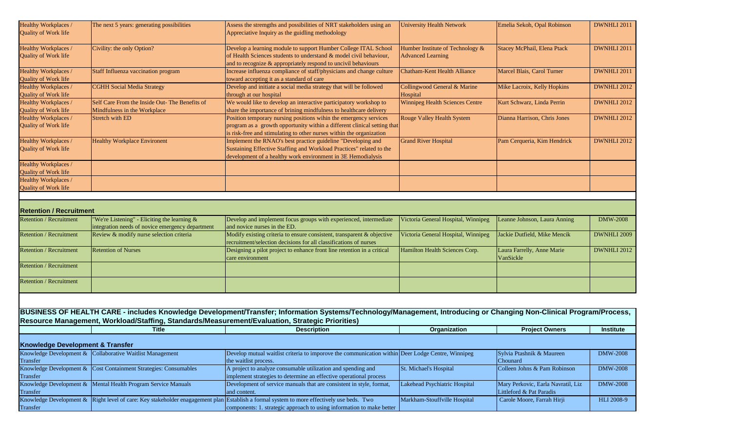| | | | | | |
|---|---|---|---|---|---|
| Healthy Workplaces / Quality of Work life | The next 5 years: generating possibilities | Assess the stremgths and possibilities of NRT stakeholders using an Appreciative Inquiry as the guidling methodology | University Health Network | Emelia Sekoh, Opal Robinson | DWNHLI 2011 |
| Healthy Workplaces / Quality of Work life | Civility: the only Option? | Develop a learning module to support Humber College ITAL School of Health Sciences students to understand & model civil behaviour, and to recognize & appropriately respond to uncivil behaviours | Humber Institute of Technology & Advanced Learning | Stacey McPhail, Elena Ptack | DWNHLI 2011 |
| Healthy Workplaces / Quality of Work life | Staff Influenza vaccination program | Increase influenza compliance of staff/physicians and change culture toward accepting it as a standard of care | Chatham-Kent Health Alliance | Marcel Blais, Carol Turner | DWNHLI 2011 |
| Healthy Workplaces / Quality of Work life | CGHH Social Media Strategy | Develop and initiate a social media strategy that will be followed through at our hospital | Collingwood General & Marine Hospital | Mike Lacroix, Kelly Hopkins | DWNHLI 2012 |
| Healthy Workplaces / Quality of Work life | Self Care From the Inside Out- The Benefits of Mindfulness in the Workplace | We would like to develop an interactive participatory workshop to share the importance of brining mindfulness to healthcare delivery | Winnipeg Health Sciences Centre | Kurt Schwarz, Linda Perrin | DWNHLI 2012 |
| Healthy Workplaces / Quality of Work life | Stretch with ED | Position temporary nursing positions wihin the emergency services program as a growth opportunity within a different clinical setting that is risk-free and stimulating to other nurses within the organization | Rouge Valley Health System | Dianna Harrison, Chris Jones | DWNHLI 2012 |
| Healthy Workplaces / Quality of Work life | Healthy Workplace Environent | Implement the RNAO's best practice guideline "Developing and Sustaining Effective Staffing and Workload Practices" related to the development of a healthy work environment in 3E Hemodialysis | Grand River Hospital | Pam Cerqueria, Kim Hendrick | DWNHLI 2012 |
| Healthy Workplaces / Quality of Work life | | | | | |
| Healthy Workplaces / Quality of Work life | | | | | |

**Retention / Recruitment**

| | | | | | |
|---|---|---|---|---|---|
| Retention / Recruitment | "We're Listening" - Eliciting the learning & integration needs of novice emergency department | Develop and implement focus groups with experienced, intermediate and novice nurses in the ED. | Victoria General Hospital, Winnipeg | Leanne Johnson, Laura Anning | DMW-2008 |
| Retention / Recruitment | Review & modify nurse selection criteria | Modify existing criteria to ensure consistent, transparent & objective recruitment/selection decisions for all classifications of nurses | Victoria General Hospital, Winnipeg | Jackie Dutfield, Mike Mencik | DWNHLI 2009 |
| Retention / Recruitment | Retention of Nurses | Designing a pilot project to enhance front line retention in a critical care environment | Hamilton Health Sciences Corp. | Laura Farrelly, Anne Marie VanSickle | DWNHLI 2012 |
| Retention / Recruitment | | | | | |
| Retention / Recruitment | | | | | |

**BUSINESS OF HEALTH CARE - includes Knowledge Development/Transfer; Information Systems/Technology/Management, Introducing or Changing Non-Clinical Program/Process, Resource Management, Workload/Staffing, Standards/Measurement/Evaluation, Strategic Priorities)**

| | Title | Description | Organization | Project Owners | Institute |
|---|---|---|---|---|---|
| **Knowledge Development & Transfer** | | | | | |
| Knowledge Development & Transfer | Collaborative Waitlist Management | Develop mutual waitlist criteria to imporove the communication within the waitlist process. | Deer Lodge Centre, Winnipeg | Sylvia Ptashnik & Maureen Chounard | DMW-2008 |
| Knowledge Development & Transfer | Cost Containment Strategies: Consumables | A project to analyze consumable utilization and spending and implement strategies to determine an effective operational process | St. Michael's Hospital | Colleen Johns & Pam Robinson | DMW-2008 |
| Knowledge Development & Transfer | Mental Health Program Service Manuals | Development of service manuals that are consistent in style, format, and content. | Lakehead Psychiatric Hospital | Mary Perkovic, Earla Navratil, Liz Littleford & Pat Paradis | DMW-2008 |
| Knowledge Development & Transfer | Right level of care: Key stakeholder enagagement plan | Establish a formal system to more effectively use beds. Two components: 1. strategic approach to using information to make better | Markham-Stouffville Hospital | Carole Moore, Farrah Hirji | HLI 2008-9 |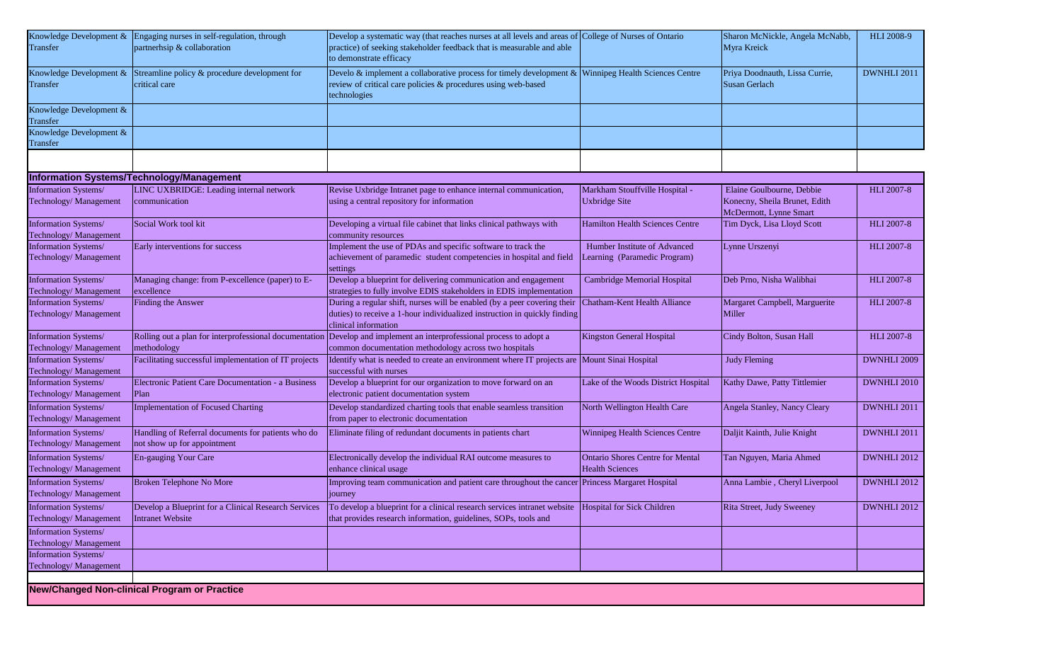| | | | | | |
|---|---|---|---|---|---|
| Knowledge Development & Transfer | Engaging nurses in self-regulation, through partnerhsip & collaboration | Develop a systematic way (that reaches nurses at all levels and areas of practice) of seeking stakeholder feedback that is measurable and able to demonstrate efficacy | College of Nurses of Ontario | Sharon McNickle, Angela McNabb, Myra Kreick | HLI 2008-9 |
| Knowledge Development & Transfer | Streamline policy & procedure development for critical care | Develo & implement a collaborative process for timely development & review of critical care policies & procedures using web-based technologies | Winnipeg Health Sciences Centre | Priya Doodnauth, Lissa Currie, Susan Gerlach | DWNHLI 2011 |
| Knowledge Development & Transfer | | | | | |
| Knowledge Development & Transfer | | | | | |
| | | | | | |
| **Information Systems/Technology/Management** | | | | | |
| Information Systems/ Technology/ Management | LINC UXBRIDGE: Leading internal network communication | Revise Uxbridge Intranet page to enhance internal communication, using a central repository for information | Markham Stouffville Hospital - Uxbridge Site | Elaine Goulbourne, Debbie Konecny, Sheila Brunet, Edith McDermott, Lynne Smart | HLI 2007-8 |
| Information Systems/ Technology/ Management | Social Work tool kit | Developing a virtual file cabinet that links clinical pathways with community resources | Hamilton Health Sciences Centre | Tim Dyck, Lisa Lloyd Scott | HLI 2007-8 |
| Information Systems/ Technology/ Management | Early interventions for success | Implement the use of PDAs and specific software to track the achievement of paramedic student competencies in hospital and field settings | Humber Institute of Advanced Learning (Paramedic Program) | Lynne Urszenyi | HLI 2007-8 |
| Information Systems/ Technology/ Management | Managing change: from P-excellence (paper) to E-excellence | Develop a blueprint for delivering communication and engagement strategies to fully involve EDIS stakeholders in EDIS implementation | Cambridge Memorial Hospital | Deb Prno, Nisha Walibhai | HLI 2007-8 |
| Information Systems/ Technology/ Management | Finding the Answer | During a regular shift, nurses will be enabled (by a peer covering their duties) to receive a 1-hour individualized instruction in quickly finding clinical information | Chatham-Kent Health Alliance | Margaret Campbell, Marguerite Miller | HLI 2007-8 |
| Information Systems/ Technology/ Management | Rolling out a plan for interprofessional documentation methodology | Develop and implement an interprofessional process to adopt a common documentation methodology across two hospitals | Kingston General Hospital | Cindy Bolton, Susan Hall | HLI 2007-8 |
| Information Systems/ Technology/ Management | Facilitating successful implementation of IT projects | Identify what is needed to create an environment where IT projects are successful with nurses | Mount Sinai Hospital | Judy Fleming | DWNHLI 2009 |
| Information Systems/ Technology/ Management | Electronic Patient Care Documentation - a Business Plan | Develop a blueprint for our organization to move forward on an electronic patient documentation system | Lake of the Woods District Hospital | Kathy Dawe, Patty Tittlemier | DWNHLI 2010 |
| Information Systems/ Technology/ Management | Implementation of Focused Charting | Develop standardized charting tools that enable seamless transition from paper to electronic documentation | North Wellington Health Care | Angela Stanley, Nancy Cleary | DWNHLI 2011 |
| Information Systems/ Technology/ Management | Handling of Referral documents for patients who do not show up for appointment | Eliminate filing of redundant documents in patients chart | Winnipeg Health Sciences Centre | Daljit Kainth, Julie Knight | DWNHLI 2011 |
| Information Systems/ Technology/ Management | En-gauging Your Care | Electronically develop the individual RAI outcome measures to enhance clinical usage | Ontario Shores Centre for Mental Health Sciences | Tan Nguyen, Maria Ahmed | DWNHLI 2012 |
| Information Systems/ Technology/ Management | Broken Telephone No More | Improving team communication and patient care throughout the cancer journey | Princess Margaret Hospital | Anna Lambie , Cheryl Liverpool | DWNHLI 2012 |
| Information Systems/ Technology/ Management | Develop a Blueprint for a Clinical Research Services Intranet Website | To develop a blueprint for a clinical research services intranet website that provides research information, guidelines, SOPs, tools and | Hospital for Sick Children | Rita Street, Judy Sweeney | DWNHLI 2012 |
| Information Systems/ Technology/ Management | | | | | |
| Information Systems/ Technology/ Management | | | | | |
| | | | | | |
| **New/Changed Non-clinical Program or Practice** | | | | | |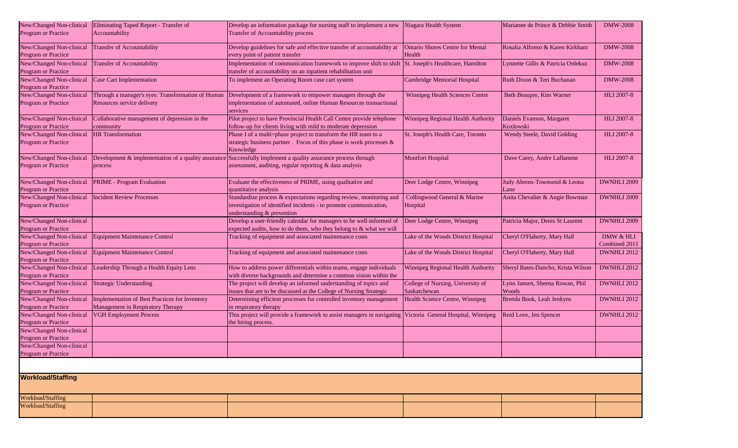| | | | | | |
|---|---|---|---|---|---|
| New/Changed Non-clinical Program or Practice | Eliminating Taped Report - Transfer of Accountability | Develop an information package for nursing staff to implement a new Transfer of Accountability process | Niagara Health System | Marianne de Prince & Debbie Smith | DMW-2008 |
| New/Changed Non-clinical Program or Practice | Transfer of Accountability | Develop guidelines for safe and effective transfer of accountability at every point of patient transfer | Ontario Shores Centre for Mental Health | Rosalia Alfonso & Karen Kirkham | DMW-2008 |
| New/Changed Non-clinical Program or Practice | Transfer of Accountability | Implementation of communication framework to improve shift to shift transfer of accountability on an inpatient rehabilitation unit | St. Joseph's Healthcare, Hamilton | Lynnette Gillis & Patricia Onlekuz | DMW-2008 |
| New/Changed Non-clinical Program or Practice | Case Cart Implementation | To implement an Operating Room case cart system | Cambridge Memorial Hospital | Ruth Dixon & Teri Buchanan | DMW-2008 |
| New/Changed Non-clinical Program or Practice | Through a manager's eyes: Transformation of Human Resources service delivery | Development of a framework to empower managers through the implementation of automated, online Human Resources transactional services | Winnipeg Health Sciences Centre | Beth Beaupre, Kim Warner | HLI 2007-8 |
| New/Changed Non-clinical Program or Practice | Collaborative management of depression in the community | Pilot project to have Provincial Health Call Centre provide telephone follow-up for clients living with mild to moderate depression | Winnipeg Regional Health Authority | Daniels Evanson, Margaret Koxlowski | HLI 2007-8 |
| New/Changed Non-clinical Program or Practice | HR Transformation | Phase I of a multi=phase project to transform the HR team to a strategic business partner . Focus of this phase is work processes & Knowledge | St. Joseph's Health Care, Toronto | Wendy Steele, David Golding | HLI 2007-8 |
| New/Changed Non-clinical Program or Practice | Development & implementation of a quality assurance process | Successfully implement a quality assurance process through assessment, auditing, regular reporting & data analysis | Montfort Hospital | Dave Carey, Andre Laflamme | HLI 2007-8 |
| New/Changed Non-clinical Program or Practice | PRIME - Program Evaluation | Evaluate the effectiveness of PRIME, using qualitative and quantitative analysis | Deer Lodge Centre, Winnipeg | Judy Ahrens-Townsend & Leona Lane | DWNHLI 2009 |
| New/Changed Non-clinical Program or Practice | Incident Review Processes | Standardize process & expectations regarding review, monitoring and investigation of identified incidents - to promote cummunication, understanding & prevention | Collingwood General & Marine Hospital | Anita Chevalier & Angie Bowman | DWNHLI 2009 |
| New/Changed Non-clinical Program or Practice | | Develop a user-friendly calendar for managers to be well-informed of expected audits, how to do them, who they belong to & what we will | Deer Lodge Centre, Winnipeg | Patricia Major, Denis St Laurent | DWNHLI 2009 |
| New/Changed Non-clinical Program or Practice | Equipment Maintenance Control | Tracking of equipment and associated maintenance costs | Lake of the Woods District Hospital | Cheryl O'Flaherty, Mary Hall | DMW & HLI Combined 2011 |
| New/Changed Non-clinical Program or Practice | Equipment Maintenance Control | Tracking of equipment and associated maintenance costs | Lake of the Woods District Hospital | Cheryl O'Flaherty, Mary Hall | DWNHLI 2012 |
| New/Changed Non-clinical Program or Practice | Leadership Through a Health Equity Lens | How to address power differentials within teams, engage individuals with diverse backgrounds and determine a common vision within the | Winnipeg Regional Health Authority | Sheryl Bates-Dancho, Krista Wilson | DWNHLI 2012 |
| New/Changed Non-clinical Program or Practice | Strategic Understanding | The project will develop an informed understanding of topics and issues that are to be discussed at the College of Nursing Strategic | College of Nursing, University of Saskatchewan | Lynn Jansen, Sheena Rowan, Phil Woods | DWNHLI 2012 |
| New/Changed Non-clinical Program or Practice | Implementation of Best Practices for Inventory Management in Respiratory Therapy | Determining efficient processes for controlled inventory management in respiratory therapy | Health Science Centre, Winnipeg | Brenda Book, Leah Jenkyns | DWNHLI 2012 |
| New/Changed Non-clinical Program or Practice | VGH Employment Process | This project will provide a framework to assist managers in navigating the hiring process. | Victoria General Hospital, Winnipeg | Reid Love, Jen Spencer | DWNHLI 2012 |
| New/Changed Non-clinical Program or Practice | | | | | |
| New/Changed Non-clinical Program or Practice | | | | | |

## Workload/Staffing

| | | | | | |
|---|---|---|---|---|---|
| Workload/Staffing | | | | | |
| Workload/Staffing | | | | | |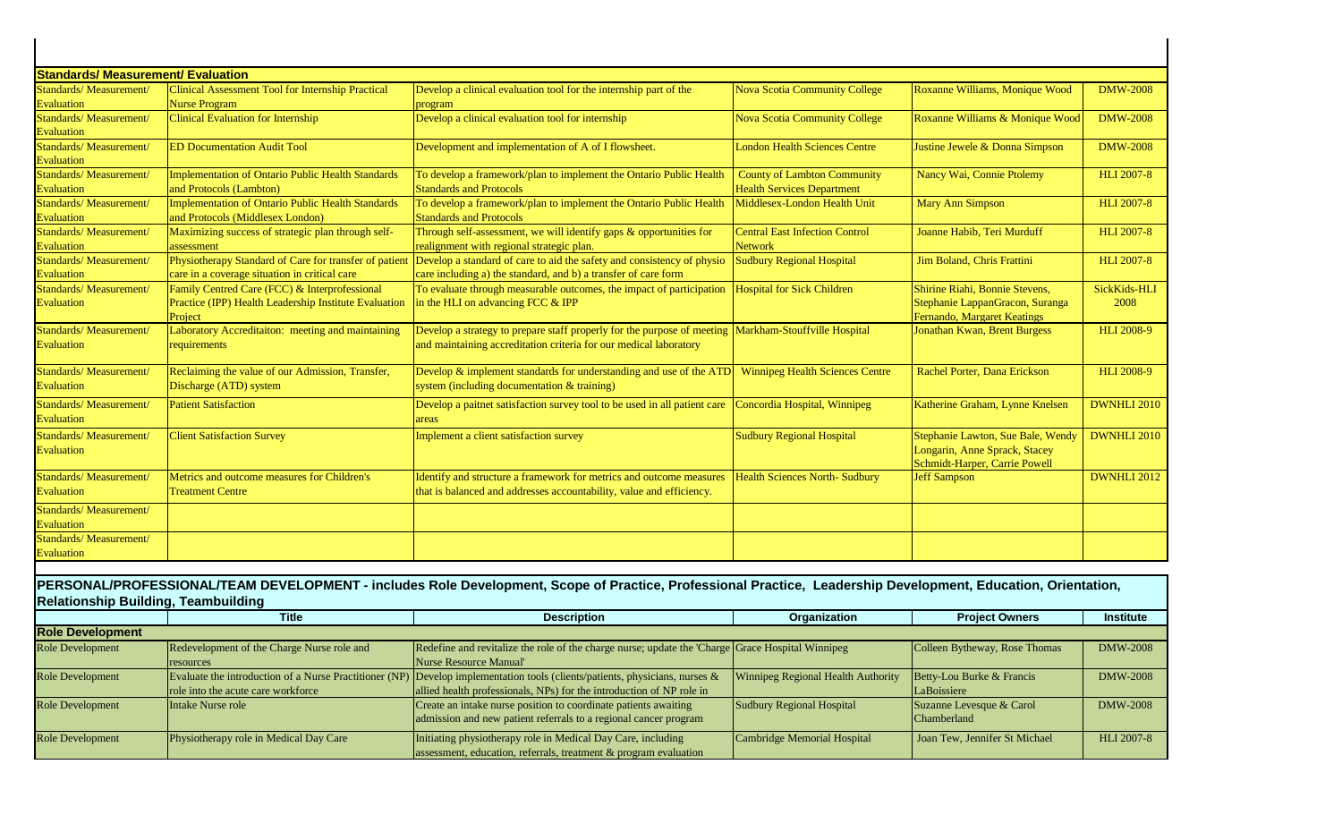### Standards/ Measurement/ Evaluation

| | | | | | |
|---|---|---|---|---|---|
| Standards/ Measurement/ Evaluation | Clinical Assessment Tool for Internship Practical Nurse Program | Develop a clinical evaluation tool for the internship part of the program | Nova Scotia Community College | Roxanne Williams, Monique Wood | DMW-2008 |
| Standards/ Measurement/ Evaluation | Clinical Evaluation for Internship | Develop a clinical evaluation tool for internship | Nova Scotia Community College | Roxanne Williams & Monique Wood | DMW-2008 |
| Standards/ Measurement/ Evaluation | ED Documentation Audit Tool | Development and implementation of A of I flowsheet. | London Health Sciences Centre | Justine Jewele & Donna Simpson | DMW-2008 |
| Standards/ Measurement/ Evaluation | Implementation of Ontario Public Health Standards and Protocols (Lambton) | To develop a framework/plan to implement the Ontario Public Health Standards and Protocols | County of Lambton Community Health Services Department | Nancy Wai, Connie Ptolemy | HLI 2007-8 |
| Standards/ Measurement/ Evaluation | Implementation of Ontario Public Health Standards and Protocols (Middlesex London) | To develop a framework/plan to implement the Ontario Public Health Standards and Protocols | Middlesex-London Health Unit | Mary Ann Simpson | HLI 2007-8 |
| Standards/ Measurement/ Evaluation | Maximizing success of strategic plan through self-assessment | Through self-assessment, we will identify gaps & opportunities for realignment with regional strategic plan. | Central East Infection Control Network | Joanne Habib, Teri Murduff | HLI 2007-8 |
| Standards/ Measurement/ Evaluation | Physiotherapy Standard of Care for transfer of patient care in a coverage situation in critical care | Develop a standard of care to aid the safety and consistency of physio care including a) the standard, and b) a transfer of care form | Sudbury Regional Hospital | Jim Boland, Chris Frattini | HLI 2007-8 |
| Standards/ Measurement/ Evaluation | Family Centred Care (FCC) & Interprofessional Practice (IPP) Health Leadership Institute Evaluation Project | To evaluate through measurable outcomes, the impact of participation in the HLI on advancing FCC & IPP | Hospital for Sick Children | Shirine Riahi, Bonnie Stevens, Stephanie LappanGracon, Suranga Fernando, Margaret Keatings | SickKids-HLI 2008 |
| Standards/ Measurement/ Evaluation | Laboratory Accreditaiton: meeting and maintaining requirements | Develop a strategy to prepare staff properly for the purpose of meeting and maintaining accreditation criteria for our medical laboratory | Markham-Stouffville Hospital | Jonathan Kwan, Brent Burgess | HLI 2008-9 |
| Standards/ Measurement/ Evaluation | Reclaiming the value of our Admission, Transfer, Discharge (ATD) system | Develop & implement standards for understanding and use of the ATD system (including documentation & training) | Winnipeg Health Sciences Centre | Rachel Porter, Dana Erickson | HLI 2008-9 |
| Standards/ Measurement/ Evaluation | Patient Satisfaction | Develop a paitnet satisfaction survey tool to be used in all patient care areas | Concordia Hospital, Winnipeg | Katherine Graham, Lynne Knelsen | DWNHLI 2010 |
| Standards/ Measurement/ Evaluation | Client Satisfaction Survey | Implement a client satisfaction survey | Sudbury Regional Hospital | Stephanie Lawton, Sue Bale, Wendy Longarin, Anne Sprack, Stacey Schmidt-Harper, Carrie Powell | DWNHLI 2010 |
| Standards/ Measurement/ Evaluation | Metrics and outcome measures for Children's Treatment Centre | Identify and structure a framework for metrics and outcome measures that is balanced and addresses accountability, value and efficiency. | Health Sciences North- Sudbury | Jeff Sampson | DWNHLI 2012 |
| Standards/ Measurement/ Evaluation | | | | | |
| Standards/ Measurement/ Evaluation | | | | | |

### PERSONAL/PROFESSIONAL/TEAM DEVELOPMENT - includes Role Development, Scope of Practice, Professional Practice, Leadership Development, Education, Orientation, Relationship Building, Teambuilding

| | Title | Description | Organization | Project Owners | Institute |
|---|---|---|---|---|---|
| **Role Development** | | | | | |
| Role Development | Redevelopment of the Charge Nurse role and resources | Redefine and revitalize the role of the charge nurse; update the 'Charge Nurse Resource Manual' | Grace Hospital Winnipeg | Colleen Bytheway, Rose Thomas | DMW-2008 |
| Role Development | Evaluate the introduction of a Nurse Practitioner (NP) role into the acute care workforce | Develop implementation tools (clients/patients, physicians, nurses & allied health professionals, NPs) for the introduction of NP role in | Winnipeg Regional Health Authority | Betty-Lou Burke & Francis LaBoissiere | DMW-2008 |
| Role Development | Intake Nurse role | Create an intake nurse position to coordinate patients awaiting admission and new patient referrals to a regional cancer program | Sudbury Regional Hospital | Suzanne Levesque & Carol Chamberland | DMW-2008 |
| Role Development | Physiotherapy role in Medical Day Care | Initiating physiotherapy role in Medical Day Care, including assessment, education, referrals, treatment & program evaluation | Cambridge Memorial Hospital | Joan Tew, Jennifer St Michael | HLI 2007-8 |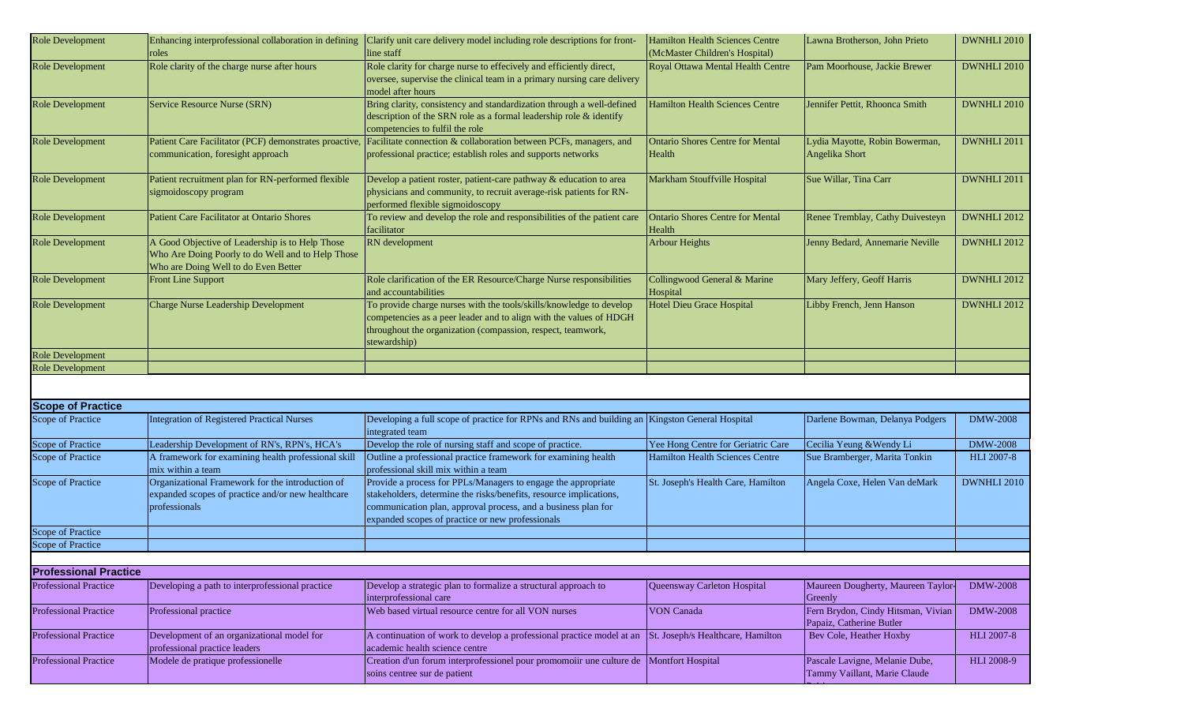| Role Development | Enhancing interprofessional collaboration in defining roles | Clarify unit care delivery model including role descriptions for front-line staff | Hamilton Health Sciences Centre (McMaster Children's Hospital) | Lawna Brotherson, John Prieto | DWNHLI 2010 |
|---|---|---|---|---|---|
| Role Development | Role clarity of the charge nurse after hours | Role clarity for charge nurse to effecively and efficiently direct, oversee, supervise the clinical team in a primary nursing care delivery model after hours | Royal Ottawa Mental Health Centre | Pam Moorhouse, Jackie Brewer | DWNHLI 2010 |
| Role Development | Service Resource Nurse (SRN) | Bring clarity, consistency and standardization through a well-defined description of the SRN role as a formal leadership role & identify competencies to fulfil the role | Hamilton Health Sciences Centre | Jennifer Pettit, Rhoonca Smith | DWNHLI 2010 |
| Role Development | Patient Care Facilitator (PCF) demonstrates proactive, communication, foresight approach | Facilitate connection & collaboration between PCFs, managers, and professional practice; establish roles and supports networks | Ontario Shores Centre for Mental Health | Lydia Mayotte, Robin Bowerman, Angelika Short | DWNHLI 2011 |
| Role Development | Patient recruitment plan for RN-performed flexible sigmoidoscopy program | Develop a patient roster, patient-care pathway & education to area physicians and community, to recruit average-risk patients for RN-performed flexible sigmoidoscopy | Markham Stouffville Hospital | Sue Willar, Tina Carr | DWNHLI 2011 |
| Role Development | Patient Care Facilitator at Ontario Shores | To review and develop the role and responsibilities of the patient care facilitator | Ontario Shores Centre for Mental Health | Renee Tremblay, Cathy Duivesteyn | DWNHLI 2012 |
| Role Development | A Good Objective of Leadership is to Help Those Who Are Doing Poorly to do Well and to Help Those Who are Doing Well to do Even Better | RN development | Arbour Heights | Jenny Bedard, Annemarie Neville | DWNHLI 2012 |
| Role Development | Front Line Support | Role clarification of the ER Resource/Charge Nurse responsibilities and accountabilities | Collingwood General & Marine Hospital | Mary Jeffery, Geoff Harris | DWNHLI 2012 |
| Role Development | Charge Nurse Leadership Development | To provide charge nurses with the tools/skills/knowledge to develop competencies as a peer leader and to align with the values of HDGH throughout the organization (compassion, respect, teamwork, stewardship) | Hotel Dieu Grace Hospital | Libby French, Jenn Hanson | DWNHLI 2012 |
| Role Development | | | | | |
| Role Development | | | | | |

**Scope of Practice**

| Scope of Practice | Integration of Registered Practical Nurses | Developing a full scope of practice for RPNs and RNs and building an integrated team | Kingston General Hospital | Darlene Bowman, Delanya Podgers | DMW-2008 |
|---|---|---|---|---|---|
| Scope of Practice | Leadership Development of RN's, RPN's, HCA's | Develop the role of nursing staff and scope of practice. | Yee Hong Centre for Geriatric Care | Cecilia Yeung &Wendy Li | DMW-2008 |
| Scope of Practice | A framework for examining health professional skill mix within a team | Outline a professional practice framework for examining health professional skill mix within a team | Hamilton Health Sciences Centre | Sue Bramberger, Marita Tonkin | HLI 2007-8 |
| Scope of Practice | Organizational Framework for the introduction of expanded scopes of practice and/or new healthcare professionals | Provide a process for PPLs/Managers to engage the appropriate stakeholders, determine the risks/benefits, resource implications, communication plan, approval process, and a business plan for expanded scopes of practice or new professionals | St. Joseph's Health Care, Hamilton | Angela Coxe, Helen Van deMark | DWNHLI 2010 |
| Scope of Practice | | | | | |
| Scope of Practice | | | | | |

**Professional Practice**

| Professional Practice | Developing a path to interprofessional practice | Develop a strategic plan to formalize a structural approach to interprofessional care | Queensway Carleton Hospital | Maureen Dougherty, Maureen Taylor-Greenly | DMW-2008 |
|---|---|---|---|---|---|
| Professional Practice | Professional practice | Web based virtual resource centre for all VON nurses | VON Canada | Fern Brydon, Cindy Hitsman, Vivian Papaiz, Catherine Butler | DMW-2008 |
| Professional Practice | Development of an organizational model for professional practice leaders | A continuation of work to develop a professional practice model at an academic health science centre | St. Joseph/s Healthcare, Hamilton | Bev Cole, Heather Hoxby | HLI 2007-8 |
| Professional Practice | Modele de pratique professionelle | Creation d'un forum interprofessionel pour promomoiir une culture de soins centree sur de patient | Montfort Hospital | Pascale Lavigne, Melanie Dube, Tammy Vaillant, Marie Claude | HLI 2008-9 |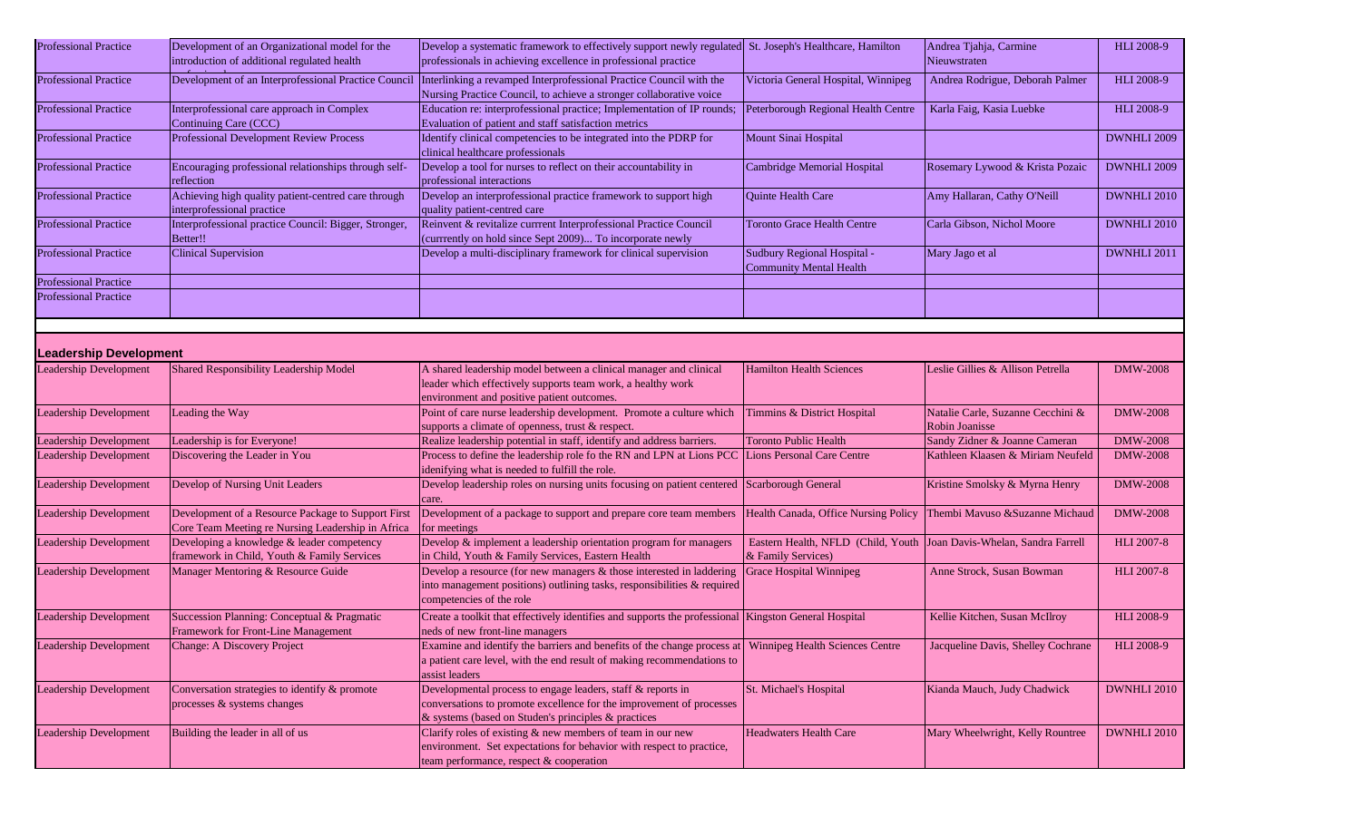| Professional Practice | Development of an Organizational model for the introduction of additional regulated health | Develop a systematic framework to effectively support newly regulated professionals in achieving excellence in professional practice | St. Joseph's Healthcare, Hamilton | Andrea Tjahja, Carmine Nieuwstraten | HLI 2008-9 |
|---|---|---|---|---|---|
| Professional Practice | Development of an Interprofessional Practice Council | Interlinking a revamped Interprofessional Practice Council with the Nursing Practice Council, to achieve a stronger collaborative voice | Victoria General Hospital, Winnipeg | Andrea Rodrigue, Deborah Palmer | HLI 2008-9 |
| Professional Practice | Interprofessional care approach in Complex Continuing Care (CCC) | Education re: interprofessional practice; Implementation of IP rounds; Evaluation of patient and staff satisfaction metrics | Peterborough Regional Health Centre | Karla Faig, Kasia Luebke | HLI 2008-9 |
| Professional Practice | Professional Development Review Process | Identify clinical competencies to be integrated into the PDRP for clinical healthcare professionals | Mount Sinai Hospital | | DWNHLI 2009 |
| Professional Practice | Encouraging professional relationships through self-reflection | Develop a tool for nurses to reflect on their accountability in professional interactions | Cambridge Memorial Hospital | Rosemary Lywood & Krista Pozaic | DWNHLI 2009 |
| Professional Practice | Achieving high quality patient-centred care through interprofessional practice | Develop an interprofessional practice framework to support high quality patient-centred care | Quinte Health Care | Amy Hallaran, Cathy O'Neill | DWNHLI 2010 |
| Professional Practice | Interprofessional practice Council: Bigger, Stronger, Better!! | Reinvent & revitalize currrent Interprofessional Practice Council (currrently on hold since Sept 2009)... To incorporate newly | Toronto Grace Health Centre | Carla Gibson, Nichol Moore | DWNHLI 2010 |
| Professional Practice | Clinical Supervision | Develop a multi-disciplinary framework for clinical supervision | Sudbury Regional Hospital - Community Mental Health | Mary Jago et al | DWNHLI 2011 |
| Professional Practice | | | | | |
| Professional Practice | | | | | |

## Leadership Development

| Leadership Development | Shared Responsibility Leadership Model | A shared leadership model between a clinical manager and clinical leader which effectively supports team work, a healthy work environment and positive patient outcomes. | Hamilton Health Sciences | Leslie Gillies & Allison Petrella | DMW-2008 |
|---|---|---|---|---|---|
| Leadership Development | Leading the Way | Point of care nurse leadership development. Promote a culture which supports a climate of openness, trust & respect. | Timmins & District Hospital | Natalie Carle, Suzanne Cecchini & Robin Joanisse | DMW-2008 |
| Leadership Development | Leadership is for Everyone! | Realize leadership potential in staff, identify and address barriers. | Toronto Public Health | Sandy Zidner & Joanne Cameran | DMW-2008 |
| Leadership Development | Discovering the Leader in You | Process to define the leadership role fo the RN and LPN at Lions PCC idenifying what is needed to fulfill the role. | Lions Personal Care Centre | Kathleen Klaasen & Miriam Neufeld | DMW-2008 |
| Leadership Development | Develop of Nursing Unit Leaders | Develop leadership roles on nursing units focusing on patient centered care. | Scarborough General | Kristine Smolsky & Myrna Henry | DMW-2008 |
| Leadership Development | Development of a Resource Package to Support First Core Team Meeting re Nursing Leadership in Africa | Development of a package to support and prepare core team members for meetings | Health Canada, Office Nursing Policy | Thembi Mavuso &Suzanne Michaud | DMW-2008 |
| Leadership Development | Developing a knowledge & leader competency framework in Child, Youth & Family Services | Develop & implement a leadership orientation program for managers in Child, Youth & Family Services, Eastern Health | Eastern Health, NFLD (Child, Youth & Family Services) | Joan Davis-Whelan, Sandra Farrell | HLI 2007-8 |
| Leadership Development | Manager Mentoring & Resource Guide | Develop a resource (for new managers & those interested in laddering into management positions) outlining tasks, responsibilities & required competencies of the role | Grace Hospital Winnipeg | Anne Strock, Susan Bowman | HLI 2007-8 |
| Leadership Development | Succession Planning: Conceptual & Pragmatic Framework for Front-Line Management | Create a toolkit that effectively identifies and supports the professional neds of new front-line managers | Kingston General Hospital | Kellie Kitchen, Susan McIlroy | HLI 2008-9 |
| Leadership Development | Change: A Discovery Project | Examine and identify the barriers and benefits of the change process at a patient care level, with the end result of making recommendations to assist leaders | Winnipeg Health Sciences Centre | Jacqueline Davis, Shelley Cochrane | HLI 2008-9 |
| Leadership Development | Conversation strategies to identify & promote processes & systems changes | Developmental process to engage leaders, staff & reports in conversations to promote excellence for the improvement of processes & systems (based on Studen's principles & practices | St. Michael's Hospital | Kianda Mauch, Judy Chadwick | DWNHLI 2010 |
| Leadership Development | Building the leader in all of us | Clarify roles of existing & new members of team in our new environment. Set expectations for behavior with respect to practice, team performance, respect & cooperation | Headwaters Health Care | Mary Wheelwright, Kelly Rountree | DWNHLI 2010 |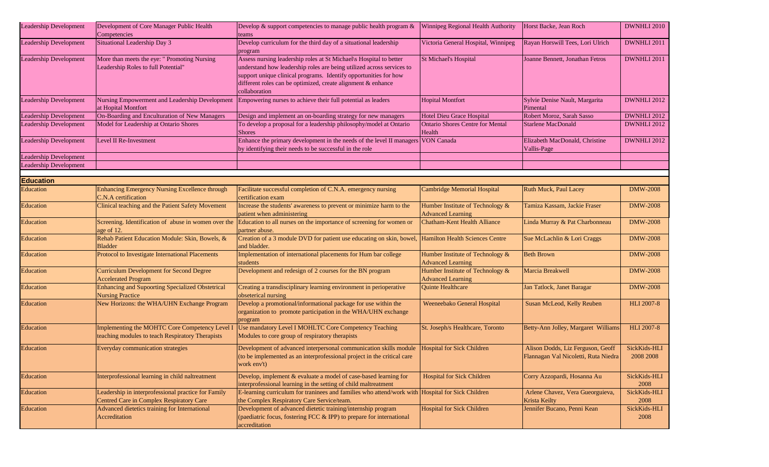| | | | | | |
|---|---|---|---|---|---|
| Leadership Development | Development of Core Manager Public Health Competencies | Develop & support competencies to manage public health program & teams | Winnipeg Regional Health Authority | Horst Backe, Jean Roch | DWNHLI 2010 |
| Leadership Development | Situational Leadership Day 3 | Develop curriculum for the third day of a situational leadership program | Victoria General Hospital, Winnipeg | Rayan Horswill Tees, Lori Ulrich | DWNHLI 2011 |
| Leadership Development | More than meets the eye: " Promoting Nursing Leadership Roles to full Potential" | Assess nursing leadership roles at St Michael\s Hospital to better understand how leadership roles are being utilized across services to support unique clinical programs. Identify opportunities for how different roles can be optimized, create alignment & enhance collaboration | St Michael's Hospital | Joanne Bennett, Jonathan Fetros | DWNHLI 2011 |
| Leadership Development | Nursing Empowerment and Leadership Development at Hopital Montfort | Empowering nurses to achieve their full potential as leaders | Hopital Montfort | Sylvie Denise Nault, Margarita Pimental | DWNHLI 2012 |
| Leadership Development | On-Boarding and Enculturation of New Managers | Design and implement an on-boarding strategy for new managers | Hotel Dieu Grace Hospital | Robert Moroz, Sarah Sasso | DWNHLI 2012 |
| Leadership Development | Model for Leadership at Ontario Shores | To develop a proposal for a leadership philosophy/model at Ontario Shores | Ontario Shores Centre for Mental Health | Starlene MacDonald | DWNHLI 2012 |
| Leadership Development | Level II Re-Investment | Enhance the primary development in the needs of the level II managers by identifying their needs to be successful in the role | VON Canada | Elizabeth MacDonald, Christine Vallis-Page | DWNHLI 2012 |
| Leadership Development | | | | | |
| Leadership Development | | | | | |
| **Education** | | | | | |
| Education | Enhancing Emergency Nursing Excellence through C.N.A certification | Facilitate successful completion of C.N.A. emergency nursing certification exam | Cambridge Memorial Hospital | Ruth Muck, Paul Lacey | DMW-2008 |
| Education | Clinical teaching and the Patient Safety Movement | Increase the students' awareness to prevent or minimize harm to the patient when administering | Humber Institute of Technology & Advanced Learning | Tamiza Kassam, Jackie Fraser | DMW-2008 |
| Education | Screening. Identification of abuse in women over the age of 12. | Education to all nurses on the importance of screening for women or partner abuse. | Chatham-Kent Health Alliance | Linda Murray & Pat Charbonneau | DMW-2008 |
| Education | Rehab Patient Education Module: Skin, Bowels, & Bladder | Creation of a 3 module DVD for patient use educating on skin, bowel, and bladder. | Hamilton Health Sciences Centre | Sue McLachlin & Lori Craggs | DMW-2008 |
| Education | Protocol to Investigate International Placements | Implementation of international placements for Hum bar college students | Humber Institute of Technology & Advanced Learning | Beth Brown | DMW-2008 |
| Education | Curriculum Development for Second Degree Accelerated Program | Development and redesign of 2 courses for the BN program | Humber Institute of Technology & Advanced Learning | Marcia Breakwell | DMW-2008 |
| Education | Enhancing and Supoorting Specialized Obstetrical Nursing Practice | Creating a transdisciplinary learning environment in perioperative obseterical nursing | Quinte Healthcare | Jan Tatlock, Janet Baragar | DMW-2008 |
| Education | New Horizons: the WHA/UHN Exchange Program | Develop a promotional/informational package for use within the organization to promote participation in the WHA/UHN exchange program | Weeneebako General Hospital | Susan McLeod, Kelly Reuben | HLI 2007-8 |
| Education | Implementing the MOHTC Core Competency Level I teaching modules to teach Respiratory Therapists | Use mandatory Level I MOHLTC Core Competency Teaching Modules to core group of respiratory therapists | St. Joseph/s Healthcare, Toronto | Betty-Ann Jolley, Margaret Williams | HLI 2007-8 |
| Education | Everyday communication strategies | Development of advanced interpersonal communication skills module (to be implemented as an interprofessional project in the critical care work env't) | Hospital for Sick Children | Alison Dodds, Liz Ferguson, Geoff Flannagan Val Nicoletti, Ruta Niedra | SickKids-HLI 2008 2008 |
| Education | Interprofessional learning in child naltreatment | Develop, implement & evaluate a model of case-based learning for interprofessional learning in the setting of child maltreatment | Hospital for Sick Children | Corry Azzopardi, Hosanna Au | SickKids-HLI 2008 |
| Education | Leadership in interprofessional practice for Family Centred Care in Complex Respiratory Care | E-learning curriculum for trainees and families who attend/work with the Complex Respiratory Care Service/team. | Hospital for Sick Children | Arlene Chavez, Vera Gueorguieva, Krista Keilty | SickKids-HLI 2008 |
| Education | Advanced dietetics training for International Accreditation | Development of advanced dietetic training/internship program (paediatric focus, fostering FCC & IPP) to prepare for international accreditation | Hospital for Sick Children | Jennifer Bucano, Penni Kean | SickKids-HLI 2008 |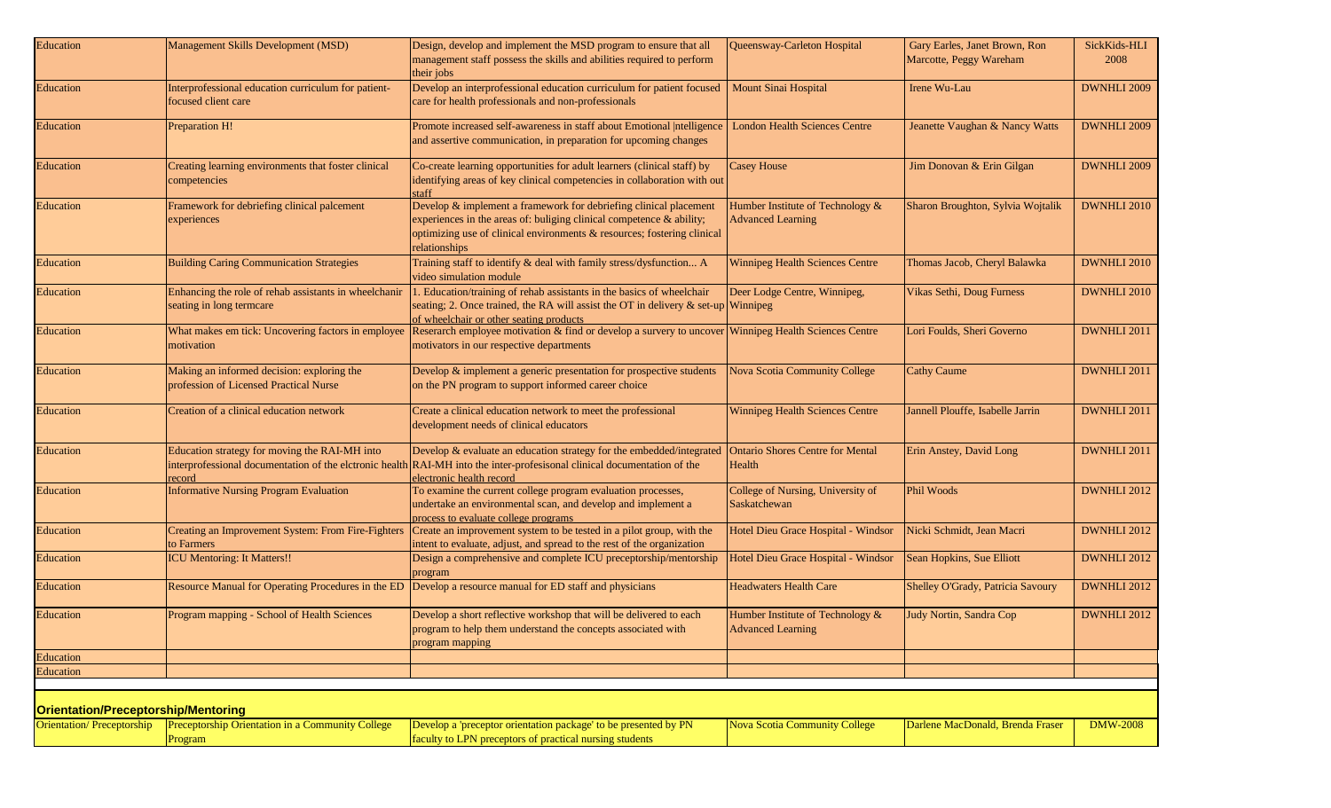| | | | | | |
|---|---|---|---|---|---|
| Education | Management Skills Development (MSD) | Design, develop and implement the MSD program to ensure that all management staff possess the skills and abilities required to perform their jobs | Queensway-Carleton Hospital | Gary Earles, Janet Brown, Ron Marcotte, Peggy Wareham | SickKids-HLI 2008 |
| Education | Interprofessional education curriculum for patient-focused client care | Develop an interprofessional education curriculum for patient focused care for health professionals and non-professionals | Mount Sinai Hospital | Irene Wu-Lau | DWNHLI 2009 |
| Education | Preparation H! | Promote increased self-awareness in staff about Emotional \|ntelligence and assertive communication, in preparation for upcoming changes | London Health Sciences Centre | Jeanette Vaughan & Nancy Watts | DWNHLI 2009 |
| Education | Creating learning environments that foster clinical competencies | Co-create learning opportunities for adult learners (clinical staff) by identifying areas of key clinical competencies in collaboration with out staff | Casey House | Jim Donovan & Erin Gilgan | DWNHLI 2009 |
| Education | Framework for debriefing clinical palcement experiences | Develop & implement a framework for debriefing clinical placement experiences in the areas of: buliging clinical competence & ability; optimizing use of clinical environments & resources; fostering clinical relationships | Humber Institute of Technology & Advanced Learning | Sharon Broughton, Sylvia Wojtalik | DWNHLI 2010 |
| Education | Building Caring Communication Strategies | Training staff to identify & deal with family stress/dysfunction... A video simulation module | Winnipeg Health Sciences Centre | Thomas Jacob, Cheryl Balawka | DWNHLI 2010 |
| Education | Enhancing the role of rehab assistants in wheelchanir seating in long termcare | 1. Education/training of rehab assistants in the basics of wheelchair seating; 2. Once trained, the RA will assist the OT in delivery & set-up of wheelchair or other seating products | Deer Lodge Centre, Winnipeg, Winnipeg | Vikas Sethi, Doug Furness | DWNHLI 2010 |
| Education | What makes em tick: Uncovering factors in employee motivation | Reserarch employee motivation & find or develop a survery to uncover motivators in our respective departments | Winnipeg Health Sciences Centre | Lori Foulds, Sheri Governo | DWNHLI 2011 |
| Education | Making an informed decision: exploring the profession of Licensed Practical Nurse | Develop & implement a generic presentation for prospective students on the PN program to support informed career choice | Nova Scotia Community College | Cathy Caume | DWNHLI 2011 |
| Education | Creation of a clinical education network | Create a clinical education network to meet the professional development needs of clinical educators | Winnipeg Health Sciences Centre | Jannell Plouffe, Isabelle Jarrin | DWNHLI 2011 |
| Education | Education strategy for moving the RAI-MH into interprofessional documentation of the elctronic health record | Develop & evaluate an education strategy for the embedded/integrated RAI-MH into the inter-profesisonal clinical documentation of the electronic health record | Ontario Shores Centre for Mental Health | Erin Anstey, David Long | DWNHLI 2011 |
| Education | Informative Nursing Program Evaluation | To examine the current college program evaluation processes, undertake an environmental scan, and develop and implement a process to evaluate college programs | College of Nursing, University of Saskatchewan | Phil Woods | DWNHLI 2012 |
| Education | Creating an Improvement System: From Fire-Fighters to Farmers | Create an improvement system to be tested in a pilot group, with the intent to evaluate, adjust, and spread to the rest of the organization | Hotel Dieu Grace Hospital - Windsor | Nicki Schmidt, Jean Macri | DWNHLI 2012 |
| Education | ICU Mentoring: It Matters!! | Design a comprehensive and complete ICU preceptorship/mentorship program | Hotel Dieu Grace Hospital - Windsor | Sean Hopkins, Sue Elliott | DWNHLI 2012 |
| Education | Resource Manual for Operating Procedures in the ED | Develop a resource manual for ED staff and physicians | Headwaters Health Care | Shelley O'Grady, Patricia Savoury | DWNHLI 2012 |
| Education | Program mapping - School of Health Sciences | Develop a short reflective workshop that will be delivered to each program to help them understand the concepts associated with program mapping | Humber Institute of Technology & Advanced Learning | Judy Nortin, Sandra Cop | DWNHLI 2012 |
| Education | | | | | |
| Education | | | | | |

**Orientation/Preceptorship/Mentoring**

| | | | | | |
|---|---|---|---|---|---|
| Orientation/ Preceptorship | Preceptorship Orientation in a Community College Program | Develop a 'preceptor orientation package' to be presented by PN faculty to LPN preceptors of practical nursing students | Nova Scotia Community College | Darlene MacDonald, Brenda Fraser | DMW-2008 |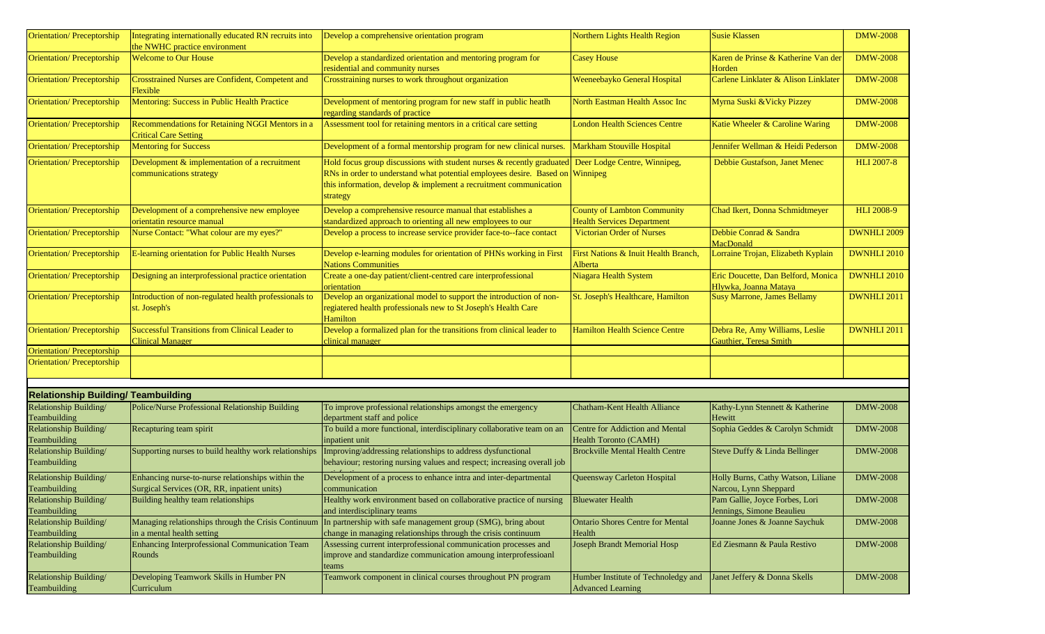| | | | | | |
|---|---|---|---|---|---|
| Orientation/ Preceptorship | Integrating internationally educated RN recruits into the NWHC practice environment | Develop a comprehensive orientation program | Northern Lights Health Region | Susie Klassen | DMW-2008 |
| Orientation/ Preceptorship | Welcome to Our House | Develop a standardized orientation and mentoring program for residential and community nurses | Casey House | Karen de Prinse & Katherine Van der Horden | DMW-2008 |
| Orientation/ Preceptorship | Crosstrained Nurses are Confident, Competent and Flexible | Crosstraining nurses to work throughout organization | Weeneebayko General Hospital | Carlene Linklater & Alison Linklater | DMW-2008 |
| Orientation/ Preceptorship | Mentoring: Success in Public Health Practice | Development of mentoring program for new staff in public heatlh regarding standards of practice | North Eastman Health Assoc Inc | Myrna Suski &Vicky Pizzey | DMW-2008 |
| Orientation/ Preceptorship | Recommendations for Retaining NGGI Mentors in a Critical Care Setting | Assessment tool for retaining mentors in a critical care setting | London Health Sciences Centre | Katie Wheeler & Caroline Waring | DMW-2008 |
| Orientation/ Preceptorship | Mentoring for Success | Development of a formal mentorship program for new clinical nurses. | Markham Stouville Hospital | Jennifer Wellman & Heidi Pederson | DMW-2008 |
| Orientation/ Preceptorship | Development & implementation of a recruitment communications strategy | Hold focus group discussions with student nurses & recently graduated RNs in order to understand what potential employees desire. Based on this information, develop & implement a recruitment communication strategy | Deer Lodge Centre, Winnipeg, Winnipeg | Debbie Gustafson, Janet Menec | HLI 2007-8 |
| Orientation/ Preceptorship | Development of a comprehensive new employee orientatin resource manual | Develop a comprehensive resource manual that establishes a standardized approach to orienting all new employees to our | County of Lambton Community Health Services Department | Chad Ikert, Donna Schmidtmeyer | HLI 2008-9 |
| Orientation/ Preceptorship | Nurse Contact: "What colour are my eyes?" | Develop a process to increase service provider face-to--face contact | Victorian Order of Nurses | Debbie Conrad & Sandra MacDonald | DWNHLI 2009 |
| Orientation/ Preceptorship | E-learning orientation for Public Health Nurses | Develop e-learning modules for orientation of PHNs working in First Nations Communities | First Nations & Inuit Health Branch, Alberta | Lorraine Trojan, Elizabeth Kyplain | DWNHLI 2010 |
| Orientation/ Preceptorship | Designing an interprofessional practice orientation | Create a one-day patient/client-centred care interprofessional orientation | Niagara Health System | Eric Doucette, Dan Belford, Monica Hlywka, Joanna Mataya | DWNHLI 2010 |
| Orientation/ Preceptorship | Introduction of non-regulated health professionals to st. Joseph's | Develop an organizational model to support the introduction of non-regiatered health professionals new to St Joseph's Health Care Hamilton | St. Joseph's Healthcare, Hamilton | Susy Marrone, James Bellamy | DWNHLI 2011 |
| Orientation/ Preceptorship | Successful Transitions from Clinical Leader to Clinical Manager | Develop a formalized plan for the transitions from clinical leader to clinical manager | Hamilton Health Science Centre | Debra Re, Amy Williams, Leslie Gauthier, Teresa Smith | DWNHLI 2011 |
| Orientation/ Preceptorship | | | | | |
| Orientation/ Preceptorship | | | | | |
| | | | | | |
| **Relationship Building/ Teambuilding** | | | | | |
| Relationship Building/ Teambuilding | Police/Nurse Professional Relationship Building | To improve professional relationships amongst the emergency department staff and police | Chatham-Kent Health Alliance | Kathy-Lynn Stennett & Katherine Hewitt | DMW-2008 |
| Relationship Building/ Teambuilding | Recapturing team spirit | To build a more functional, interdisciplinary collaborative team on an inpatient unit | Centre for Addiction and Mental Health Toronto (CAMH) | Sophia Geddes & Carolyn Schmidt | DMW-2008 |
| Relationship Building/ Teambuilding | Supporting nurses to build healthy work relationships | Improving/addressing relationships to address dysfunctional behaviour; restoring nursing values and respect; increasing overall job | Brockville Mental Health Centre | Steve Duffy & Linda Bellinger | DMW-2008 |
| Relationship Building/ Teambuilding | Enhancing nurse-to-nurse relationships within the Surgical Services (OR, RR, inpatient units) | Development of a process to enhance intra and inter-departmental communication | Queensway Carleton Hospital | Holly Burns, Cathy Watson, Liliane Narcou, Lynn Sheppard | DMW-2008 |
| Relationship Building/ Teambuilding | Building healthy team relationships | Healthy work environment based on collaborative practice of nursing and interdisciplinary teams | Bluewater Health | Pam Gallie, Joyce Forbes, Lori Jennings, Simone Beaulieu | DMW-2008 |
| Relationship Building/ Teambuilding | Managing relationships through the Crisis Continuum in a mental health setting | In partnership with safe management group (SMG), bring about change in managing relationships through the crisis continuum | Ontario Shores Centre for Mental Health | Joanne Jones & Joanne Saychuk | DMW-2008 |
| Relationship Building/ Teambuilding | Enhancing Interprofessional Communication Team Rounds | Assessing current interprofessional communication processes and improve and standardize communication amoung interprofessioanl teams | Joseph Brandt Memorial Hosp | Ed Ziesmann & Paula Restivo | DMW-2008 |
| Relationship Building/ Teambuilding | Developing Teamwork Skills in Humber PN Curriculum | Teamwork component in clinical courses throughout PN program | Humber Institute of Technoledgy and Advanced Learning | Janet Jeffery & Donna Skells | DMW-2008 |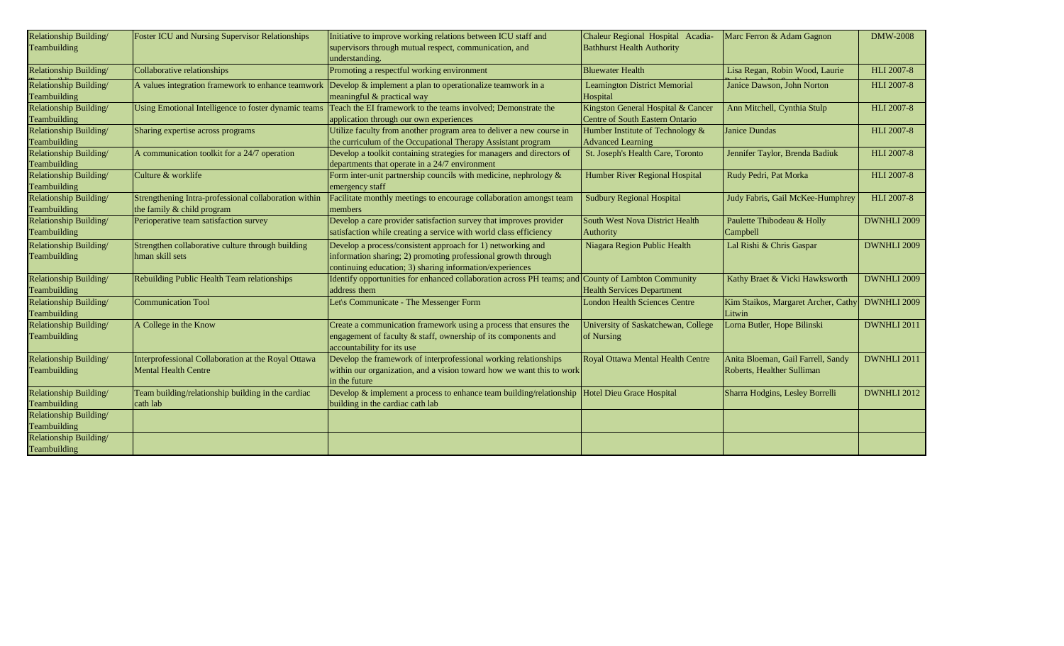| | | | | | |
|---|---|---|---|---|---|
| Relationship Building/ Teambuilding | Foster ICU and Nursing Supervisor Relationships | Initiative to improve working relations between ICU staff and supervisors through mutual respect, communication, and understanding. | Chaleur Regional Hospital Acadia-Bathhurst Health Authority | Marc Ferron & Adam Gagnon | DMW-2008 |
| Relationship Building/ | Collaborative relationships | Promoting a respectful working environment | Bluewater Health | Lisa Regan, Robin Wood, Laurie | HLI 2007-8 |
| Relationship Building/ Teambuilding | A values integration framework to enhance teamwork | Develop & implement a plan to operationalize teamwork in a meaningful & practical way | Leamington District Memorial Hospital | Janice Dawson, John Norton | HLI 2007-8 |
| Relationship Building/ Teambuilding | Using Emotional Intelligence to foster dynamic teams | Teach the EI framework to the teams involved; Demonstrate the application through our own experiences | Kingston General Hospital & Cancer Centre of South Eastern Ontario | Ann Mitchell, Cynthia Stulp | HLI 2007-8 |
| Relationship Building/ Teambuilding | Sharing expertise across programs | Utilize faculty from another program area to deliver a new course in the curriculum of the Occupational Therapy Assistant program | Humber Institute of Technology & Advanced Learning | Janice Dundas | HLI 2007-8 |
| Relationship Building/ Teambuilding | A communication toolkit for a 24/7 operation | Develop a toolkit containing strategies for managers and directors of departments that operate in a 24/7 environment | St. Joseph's Health Care, Toronto | Jennifer Taylor, Brenda Badiuk | HLI 2007-8 |
| Relationship Building/ Teambuilding | Culture & worklife | Form inter-unit partnership councils with medicine, nephrology & emergency staff | Humber River Regional Hospital | Rudy Pedri, Pat Morka | HLI 2007-8 |
| Relationship Building/ Teambuilding | Strengthening Intra-professional collaboration within the family & child program | Facilitate monthly meetings to encourage collaboration amongst team members | Sudbury Regional Hospital | Judy Fabris, Gail McKee-Humphrey | HLI 2007-8 |
| Relationship Building/ Teambuilding | Perioperative team satisfaction survey | Develop a care provider satisfaction survey that improves provider satisfaction while creating a service with world class efficiency | South West Nova District Health Authority | Paulette Thibodeau & Holly Campbell | DWNHLI 2009 |
| Relationship Building/ Teambuilding | Strengthen collaborative culture through building hman skill sets | Develop a process/consistent approach for 1) networking and information sharing; 2) promoting professional growth through continuing education; 3) sharing information/experiences | Niagara Region Public Health | Lal Rishi & Chris Gaspar | DWNHLI 2009 |
| Relationship Building/ Teambuilding | Rebuilding Public Health Team relationships | Identify opportunities for enhanced collaboration across PH teams; and address them | County of Lambton Community Health Services Department | Kathy Braet & Vicki Hawksworth | DWNHLI 2009 |
| Relationship Building/ Teambuilding | Communication Tool | Let\s Communicate - The Messenger Form | London Health Sciences Centre | Kim Staikos, Margaret Archer, Cathy Litwin | DWNHLI 2009 |
| Relationship Building/ Teambuilding | A College in the Know | Create a communication framework using a process that ensures the engagement of faculty & staff, ownership of its components and accountability for its use | University of Saskatchewan, College of Nursing | Lorna Butler, Hope Bilinski | DWNHLI 2011 |
| Relationship Building/ Teambuilding | Interprofessional Collaboration at the Royal Ottawa Mental Health Centre | Develop the framework of interprofessional working relationships within our organization, and a vision toward how we want this to work in the future | Royal Ottawa Mental Health Centre | Anita Bloeman, Gail Farrell, Sandy Roberts, Healther Sulliman | DWNHLI 2011 |
| Relationship Building/ Teambuilding | Team building/relationship building in the cardiac cath lab | Develop & implement a process to enhance team building/relationship building in the cardiac cath lab | Hotel Dieu Grace Hospital | Sharra Hodgins, Lesley Borrelli | DWNHLI 2012 |
| Relationship Building/ Teambuilding | | | | | |
| Relationship Building/ Teambuilding | | | | | |